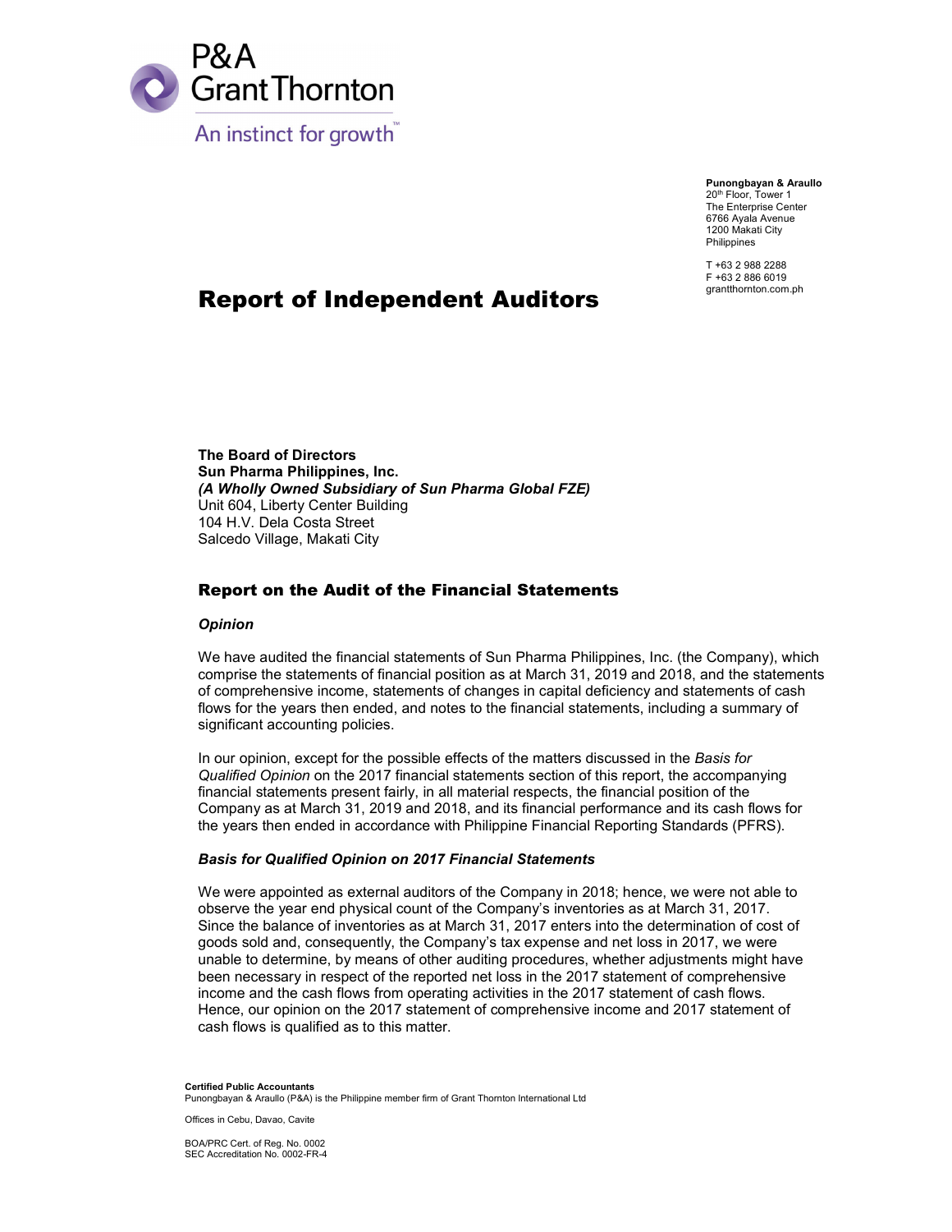P&A Grant Thornton

An instinct for growth™

**Punongbayan & Araullo**
20th Floor, Tower 1
The Enterprise Center
6766 Ayala Avenue
1200 Makati City
Philippines

T +63 2 988 2288
F +63 2 886 6019
grantthornton.com.ph

# Report of Independent Auditors

**The Board of Directors**
**Sun Pharma Philippines, Inc.**
***(A Wholly Owned Subsidiary of Sun Pharma Global FZE)***
Unit 604, Liberty Center Building
104 H.V. Dela Costa Street
Salcedo Village, Makati City

## Report on the Audit of the Financial Statements

### *Opinion*

We have audited the financial statements of Sun Pharma Philippines, Inc. (the Company), which comprise the statements of financial position as at March 31, 2019 and 2018, and the statements of comprehensive income, statements of changes in capital deficiency and statements of cash flows for the years then ended, and notes to the financial statements, including a summary of significant accounting policies.

In our opinion, except for the possible effects of the matters discussed in the *Basis for Qualified Opinion* on the 2017 financial statements section of this report, the accompanying financial statements present fairly, in all material respects, the financial position of the Company as at March 31, 2019 and 2018, and its financial performance and its cash flows for the years then ended in accordance with Philippine Financial Reporting Standards (PFRS).

### *Basis for Qualified Opinion on 2017 Financial Statements*

We were appointed as external auditors of the Company in 2018; hence, we were not able to observe the year end physical count of the Company's inventories as at March 31, 2017. Since the balance of inventories as at March 31, 2017 enters into the determination of cost of goods sold and, consequently, the Company's tax expense and net loss in 2017, we were unable to determine, by means of other auditing procedures, whether adjustments might have been necessary in respect of the reported net loss in the 2017 statement of comprehensive income and the cash flows from operating activities in the 2017 statement of cash flows. Hence, our opinion on the 2017 statement of comprehensive income and 2017 statement of cash flows is qualified as to this matter.

**Certified Public Accountants**
Punongbayan & Araullo (P&A) is the Philippine member firm of Grant Thornton International Ltd

Offices in Cebu, Davao, Cavite

BOA/PRC Cert. of Reg. No. 0002
SEC Accreditation No. 0002-FR-4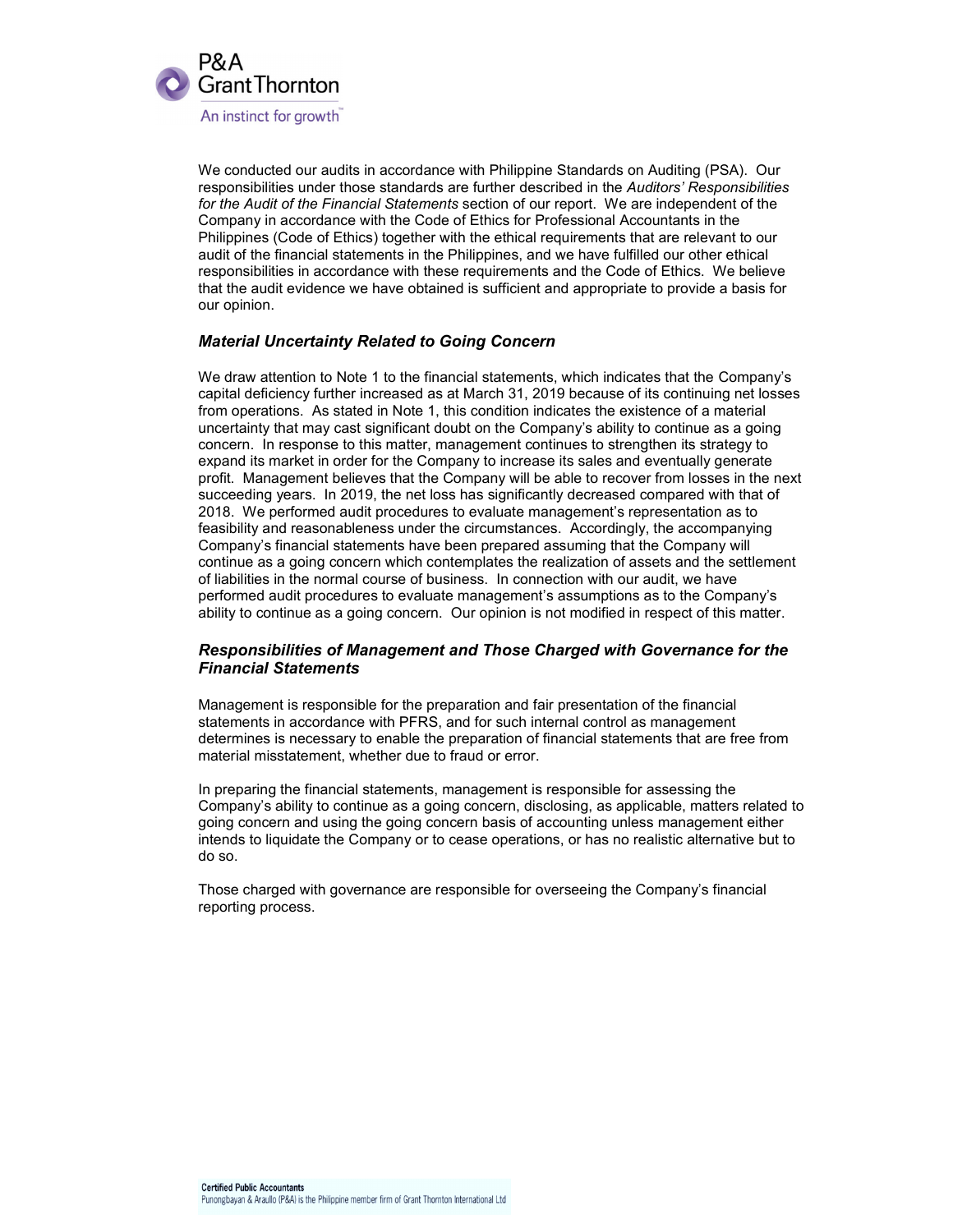We conducted our audits in accordance with Philippine Standards on Auditing (PSA). Our responsibilities under those standards are further described in the *Auditors' Responsibilities for the Audit of the Financial Statements* section of our report. We are independent of the Company in accordance with the Code of Ethics for Professional Accountants in the Philippines (Code of Ethics) together with the ethical requirements that are relevant to our audit of the financial statements in the Philippines, and we have fulfilled our other ethical responsibilities in accordance with these requirements and the Code of Ethics. We believe that the audit evidence we have obtained is sufficient and appropriate to provide a basis for our opinion.

### *Material Uncertainty Related to Going Concern*

We draw attention to Note 1 to the financial statements, which indicates that the Company's capital deficiency further increased as at March 31, 2019 because of its continuing net losses from operations. As stated in Note 1, this condition indicates the existence of a material uncertainty that may cast significant doubt on the Company's ability to continue as a going concern. In response to this matter, management continues to strengthen its strategy to expand its market in order for the Company to increase its sales and eventually generate profit. Management believes that the Company will be able to recover from losses in the next succeeding years. In 2019, the net loss has significantly decreased compared with that of 2018. We performed audit procedures to evaluate management's representation as to feasibility and reasonableness under the circumstances. Accordingly, the accompanying Company's financial statements have been prepared assuming that the Company will continue as a going concern which contemplates the realization of assets and the settlement of liabilities in the normal course of business. In connection with our audit, we have performed audit procedures to evaluate management's assumptions as to the Company's ability to continue as a going concern. Our opinion is not modified in respect of this matter.

### *Responsibilities of Management and Those Charged with Governance for the Financial Statements*

Management is responsible for the preparation and fair presentation of the financial statements in accordance with PFRS, and for such internal control as management determines is necessary to enable the preparation of financial statements that are free from material misstatement, whether due to fraud or error.

In preparing the financial statements, management is responsible for assessing the Company's ability to continue as a going concern, disclosing, as applicable, matters related to going concern and using the going concern basis of accounting unless management either intends to liquidate the Company or to cease operations, or has no realistic alternative but to do so.

Those charged with governance are responsible for overseeing the Company's financial reporting process.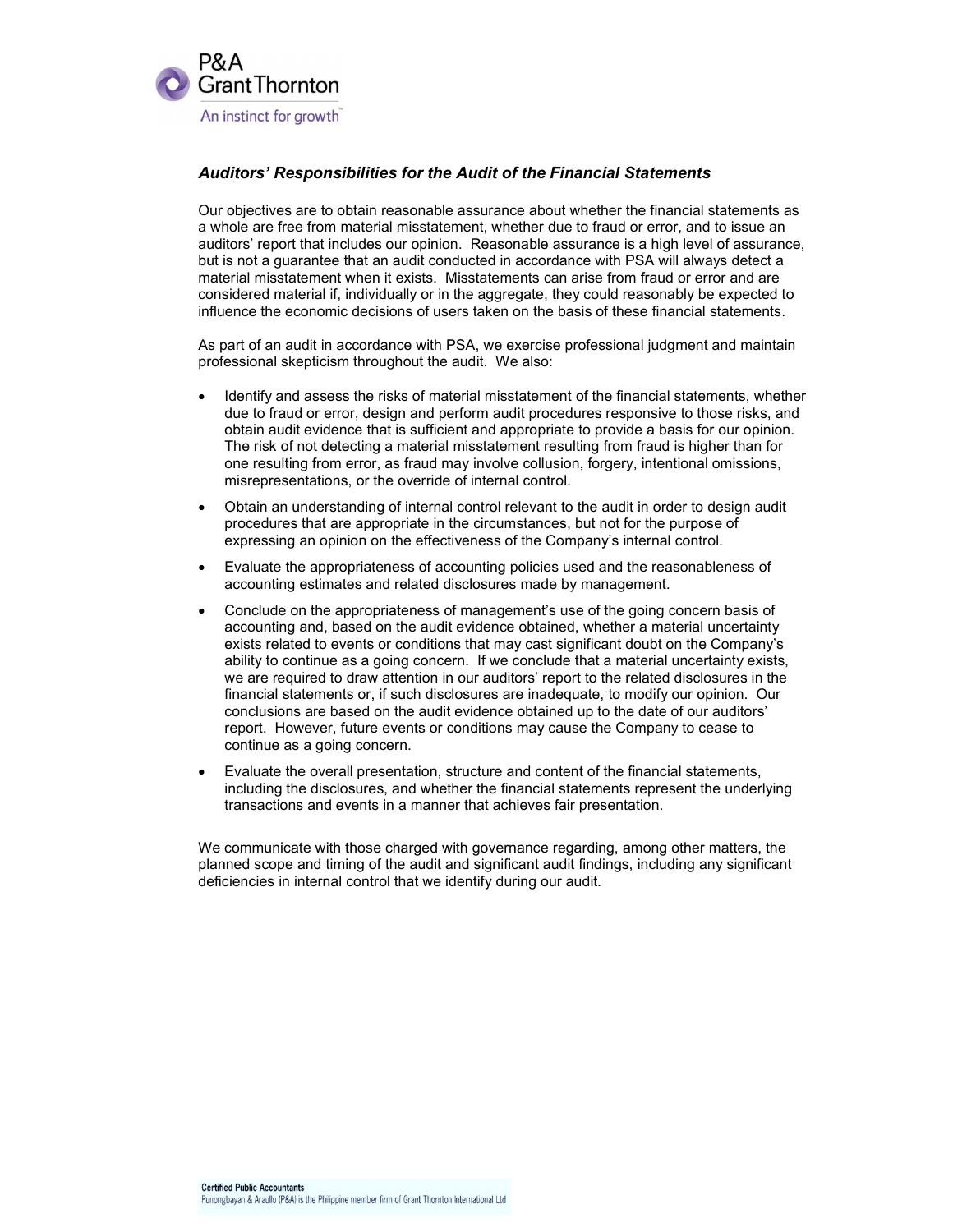### *Auditors' Responsibilities for the Audit of the Financial Statements*

Our objectives are to obtain reasonable assurance about whether the financial statements as a whole are free from material misstatement, whether due to fraud or error, and to issue an auditors' report that includes our opinion. Reasonable assurance is a high level of assurance, but is not a guarantee that an audit conducted in accordance with PSA will always detect a material misstatement when it exists. Misstatements can arise from fraud or error and are considered material if, individually or in the aggregate, they could reasonably be expected to influence the economic decisions of users taken on the basis of these financial statements.

As part of an audit in accordance with PSA, we exercise professional judgment and maintain professional skepticism throughout the audit. We also:

- Identify and assess the risks of material misstatement of the financial statements, whether due to fraud or error, design and perform audit procedures responsive to those risks, and obtain audit evidence that is sufficient and appropriate to provide a basis for our opinion. The risk of not detecting a material misstatement resulting from fraud is higher than for one resulting from error, as fraud may involve collusion, forgery, intentional omissions, misrepresentations, or the override of internal control.
- Obtain an understanding of internal control relevant to the audit in order to design audit procedures that are appropriate in the circumstances, but not for the purpose of expressing an opinion on the effectiveness of the Company's internal control.
- Evaluate the appropriateness of accounting policies used and the reasonableness of accounting estimates and related disclosures made by management.
- Conclude on the appropriateness of management's use of the going concern basis of accounting and, based on the audit evidence obtained, whether a material uncertainty exists related to events or conditions that may cast significant doubt on the Company's ability to continue as a going concern. If we conclude that a material uncertainty exists, we are required to draw attention in our auditors' report to the related disclosures in the financial statements or, if such disclosures are inadequate, to modify our opinion. Our conclusions are based on the audit evidence obtained up to the date of our auditors' report. However, future events or conditions may cause the Company to cease to continue as a going concern.
- Evaluate the overall presentation, structure and content of the financial statements, including the disclosures, and whether the financial statements represent the underlying transactions and events in a manner that achieves fair presentation.

We communicate with those charged with governance regarding, among other matters, the planned scope and timing of the audit and significant audit findings, including any significant deficiencies in internal control that we identify during our audit.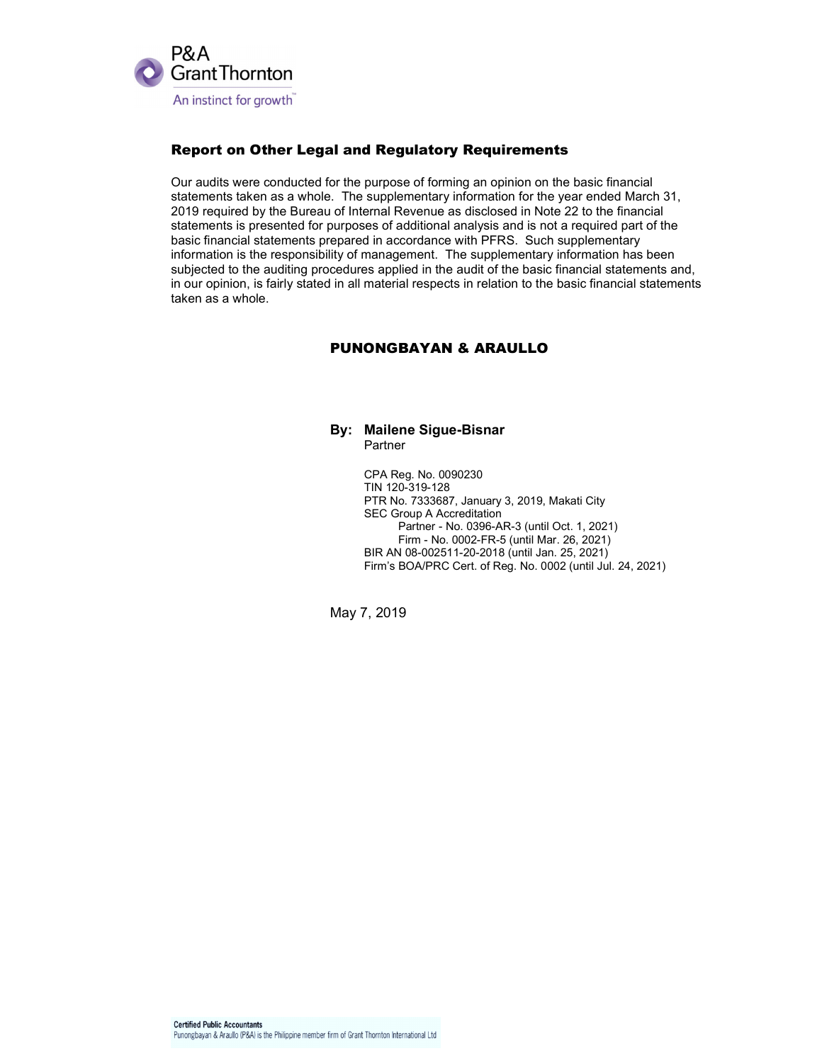## Report on Other Legal and Regulatory Requirements

Our audits were conducted for the purpose of forming an opinion on the basic financial statements taken as a whole. The supplementary information for the year ended March 31, 2019 required by the Bureau of Internal Revenue as disclosed in Note 22 to the financial statements is presented for purposes of additional analysis and is not a required part of the basic financial statements prepared in accordance with PFRS. Such supplementary information is the responsibility of management. The supplementary information has been subjected to the auditing procedures applied in the audit of the basic financial statements and, in our opinion, is fairly stated in all material respects in relation to the basic financial statements taken as a whole.

**PUNONGBAYAN & ARAULLO**

**By: Mailene Sigue-Bisnar**
Partner

CPA Reg. No. 0090230
TIN 120-319-128
PTR No. 7333687, January 3, 2019, Makati City
SEC Group A Accreditation
Partner - No. 0396-AR-3 (until Oct. 1, 2021)
Firm - No. 0002-FR-5 (until Mar. 26, 2021)
BIR AN 08-002511-20-2018 (until Jan. 25, 2021)
Firm's BOA/PRC Cert. of Reg. No. 0002 (until Jul. 24, 2021)

May 7, 2019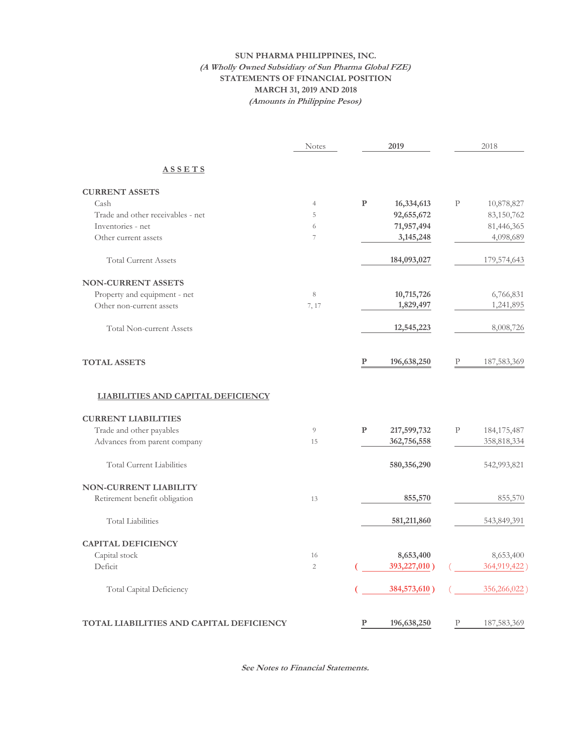**SUN PHARMA PHILIPPINES, INC.**
***(A Wholly Owned Subsidiary of Sun Pharma Global FZE)***
**STATEMENTS OF FINANCIAL POSITION**
**MARCH 31, 2019 AND 2018**
***(Amounts in Philippine Pesos)***

| | Notes | 2019 | 2018 |
|---|---|---|---|
| **ASSETS** | | | |
| **CURRENT ASSETS** | | | |
| Cash | 4 | **P 16,334,613** | P 10,878,827 |
| Trade and other receivables - net | 5 | **92,655,672** | 83,150,762 |
| Inventories - net | 6 | **71,957,494** | 81,446,365 |
| Other current assets | 7 | **3,145,248** | 4,098,689 |
| Total Current Assets | | **184,093,027** | 179,574,643 |
| **NON-CURRENT ASSETS** | | | |
| Property and equipment - net | 8 | **10,715,726** | 6,766,831 |
| Other non-current assets | 7, 17 | **1,829,497** | 1,241,895 |
| Total Non-current Assets | | **12,545,223** | 8,008,726 |
| **TOTAL ASSETS** | | **P 196,638,250** | P 187,583,369 |
| **LIABILITIES AND CAPITAL DEFICIENCY** | | | |
| **CURRENT LIABILITIES** | | | |
| Trade and other payables | 9 | **P 217,599,732** | P 184,175,487 |
| Advances from parent company | 15 | **362,756,558** | 358,818,334 |
| Total Current Liabilities | | **580,356,290** | 542,993,821 |
| **NON-CURRENT LIABILITY** | | | |
| Retirement benefit obligation | 13 | **855,570** | 855,570 |
| Total Liabilities | | **581,211,860** | 543,849,391 |
| **CAPITAL DEFICIENCY** | | | |
| Capital stock | 16 | **8,653,400** | 8,653,400 |
| Deficit | 2 | **( 393,227,010 )** | ( 364,919,422 ) |
| Total Capital Deficiency | | **( 384,573,610 )** | ( 356,266,022 ) |
| **TOTAL LIABILITIES AND CAPITAL DEFICIENCY** | | **P 196,638,250** | P 187,583,369 |

***See Notes to Financial Statements.***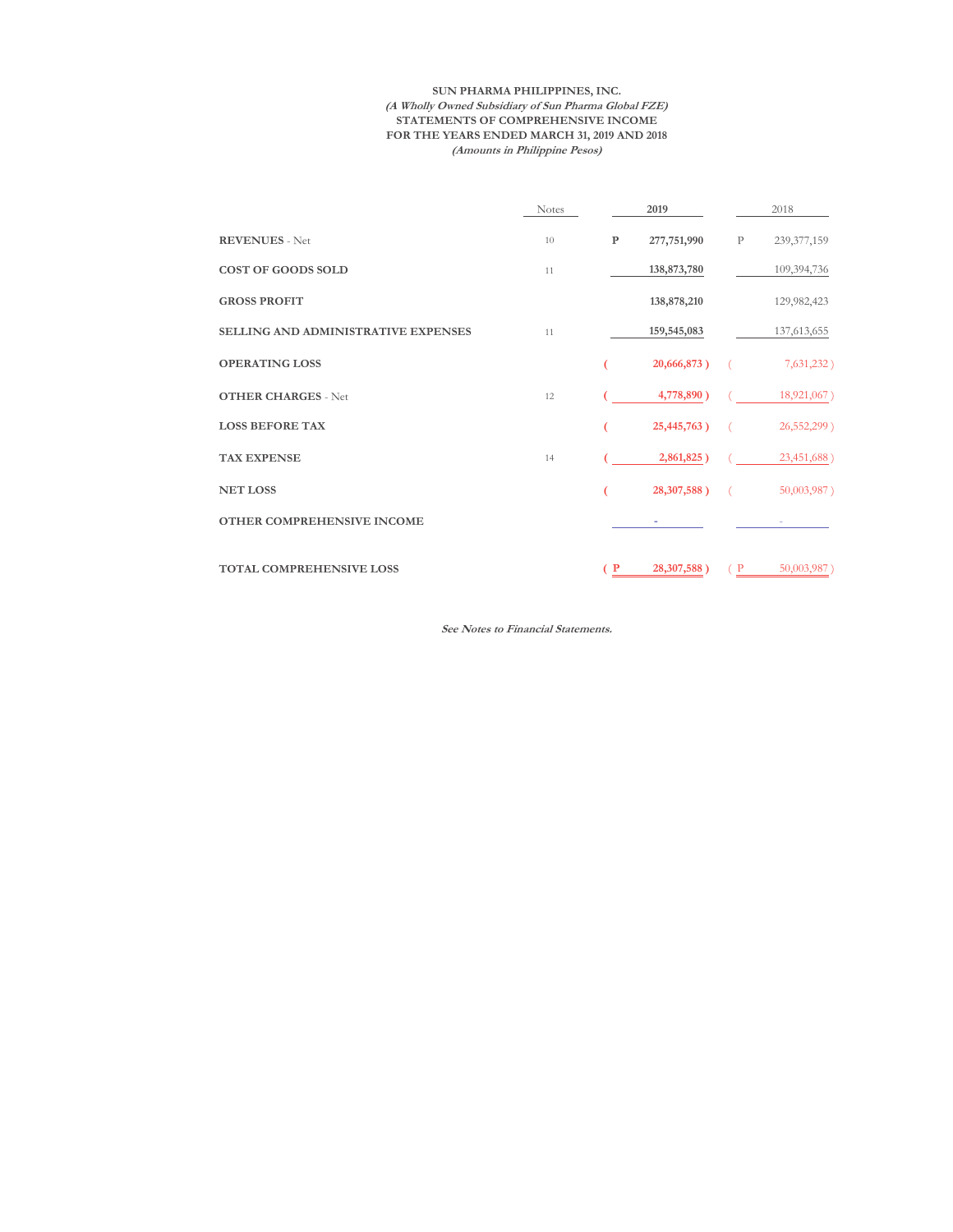**SUN PHARMA PHILIPPINES, INC.**
***(A Wholly Owned Subsidiary of Sun Pharma Global FZE)***
**STATEMENTS OF COMPREHENSIVE INCOME**
**FOR THE YEARS ENDED MARCH 31, 2019 AND 2018**
***(Amounts in Philippine Pesos)***

| | Notes | 2019 | 2018 |
|---|---|---|---|
| **REVENUES** - Net | 10 | P 277,751,990 | P 239,377,159 |
| **COST OF GOODS SOLD** | 11 | 138,873,780 | 109,394,736 |
| **GROSS PROFIT** | | 138,878,210 | 129,982,423 |
| **SELLING AND ADMINISTRATIVE EXPENSES** | 11 | 159,545,083 | 137,613,655 |
| **OPERATING LOSS** | | ( 20,666,873 ) | ( 7,631,232 ) |
| **OTHER CHARGES** - Net | 12 | ( 4,778,890 ) | ( 18,921,067 ) |
| **LOSS BEFORE TAX** | | ( 25,445,763 ) | ( 26,552,299 ) |
| **TAX EXPENSE** | 14 | ( 2,861,825 ) | ( 23,451,688 ) |
| **NET LOSS** | | ( 28,307,588 ) | ( 50,003,987 ) |
| **OTHER COMPREHENSIVE INCOME** | | - | - |
| **TOTAL COMPREHENSIVE LOSS** | | ( P 28,307,588 ) | ( P 50,003,987 ) |

***See Notes to Financial Statements.***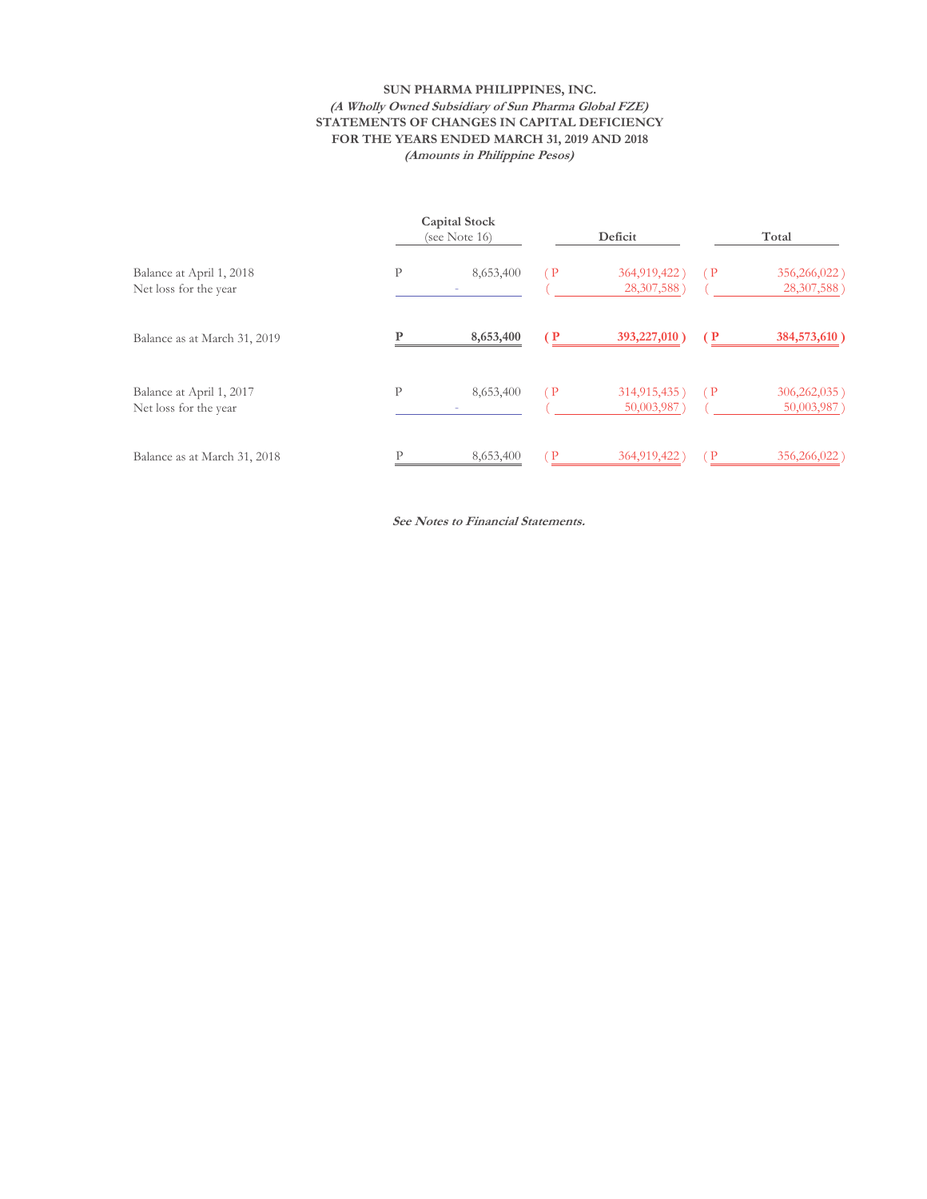**SUN PHARMA PHILIPPINES, INC.**
***(A Wholly Owned Subsidiary of Sun Pharma Global FZE)***
**STATEMENTS OF CHANGES IN CAPITAL DEFICIENCY**
**FOR THE YEARS ENDED MARCH 31, 2019 AND 2018**
***(Amounts in Philippine Pesos)***

| | **Capital Stock** (see Note 16) | **Deficit** | **Total** |
|---|---|---|---|
| Balance at April 1, 2018 | P 8,653,400 | (P 364,919,422) | (P 356,266,022) |
| Net loss for the year | - | ( 28,307,588) | ( 28,307,588) |
| Balance as at March 31, 2019 | **P 8,653,400** | **(P 393,227,010)** | **(P 384,573,610)** |
| Balance at April 1, 2017 | P 8,653,400 | (P 314,915,435) | (P 306,262,035) |
| Net loss for the year | - | ( 50,003,987) | ( 50,003,987) |
| Balance as at March 31, 2018 | P 8,653,400 | (P 364,919,422) | (P 356,266,022) |

***See Notes to Financial Statements.***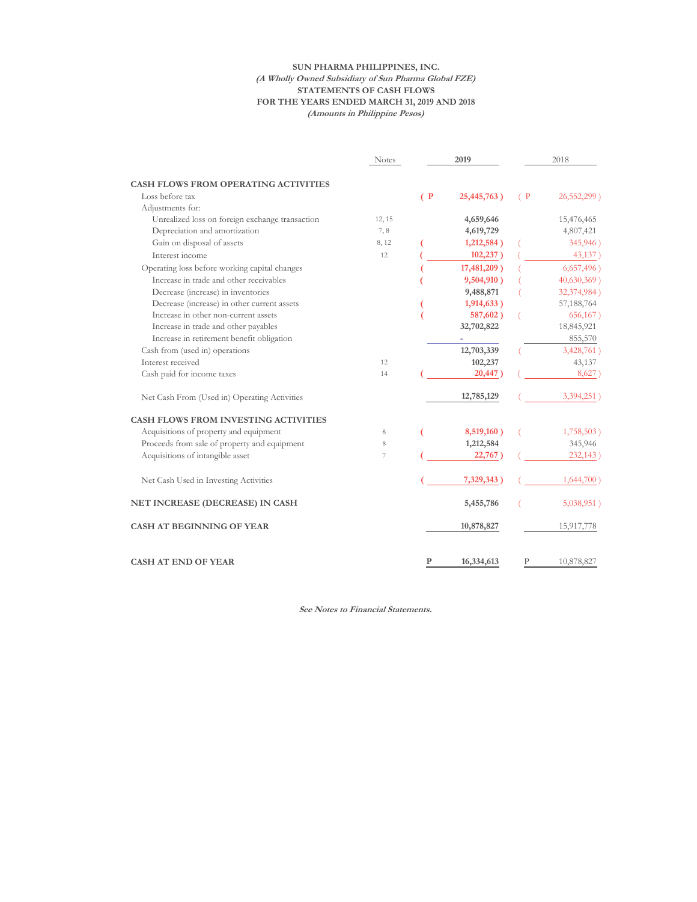**SUN PHARMA PHILIPPINES, INC.**
***(A Wholly Owned Subsidiary of Sun Pharma Global FZE)***
**STATEMENTS OF CASH FLOWS**
**FOR THE YEARS ENDED MARCH 31, 2019 AND 2018**
***(Amounts in Philippine Pesos)***

| | Notes | 2019 | 2018 |
|---|---|---|---|
| **CASH FLOWS FROM OPERATING ACTIVITIES** | | | |
| Loss before tax | | ( P 25,445,763 ) | ( P 26,552,299 ) |
| Adjustments for: | | | |
| Unrealized loss on foreign exchange transaction | 12, 15 | 4,659,646 | 15,476,465 |
| Depreciation and amortization | 7, 8 | 4,619,729 | 4,807,421 |
| Gain on disposal of assets | 8, 12 | ( 1,212,584 ) | ( 345,946 ) |
| Interest income | 12 | ( 102,237 ) | ( 43,137 ) |
| Operating loss before working capital changes | | ( 17,481,209 ) | ( 6,657,496 ) |
| Increase in trade and other receivables | | ( 9,504,910 ) | ( 40,630,369 ) |
| Decrease (increase) in inventories | | 9,488,871 | ( 32,374,984 ) |
| Decrease (increase) in other current assets | | ( 1,914,633 ) | 57,188,764 |
| Increase in other non-current assets | | ( 587,602 ) | ( 656,167 ) |
| Increase in trade and other payables | | 32,702,822 | 18,845,921 |
| Increase in retirement benefit obligation | | - | 855,570 |
| Cash from (used in) operations | | 12,703,339 | ( 3,428,761 ) |
| Interest received | 12 | 102,237 | 43,137 |
| Cash paid for income taxes | 14 | ( 20,447 ) | ( 8,627 ) |
| Net Cash From (Used in) Operating Activities | | 12,785,129 | ( 3,394,251 ) |
| **CASH FLOWS FROM INVESTING ACTIVITIES** | | | |
| Acquisitions of property and equipment | 8 | ( 8,519,160 ) | ( 1,758,503 ) |
| Proceeds from sale of property and equipment | 8 | 1,212,584 | 345,946 |
| Acquisitions of intangible asset | 7 | ( 22,767 ) | ( 232,143 ) |
| Net Cash Used in Investing Activities | | ( 7,329,343 ) | ( 1,644,700 ) |
| **NET INCREASE (DECREASE) IN CASH** | | 5,455,786 | ( 5,038,951 ) |
| **CASH AT BEGINNING OF YEAR** | | 10,878,827 | 15,917,778 |
| **CASH AT END OF YEAR** | | P 16,334,613 | P 10,878,827 |

***See Notes to Financial Statements.***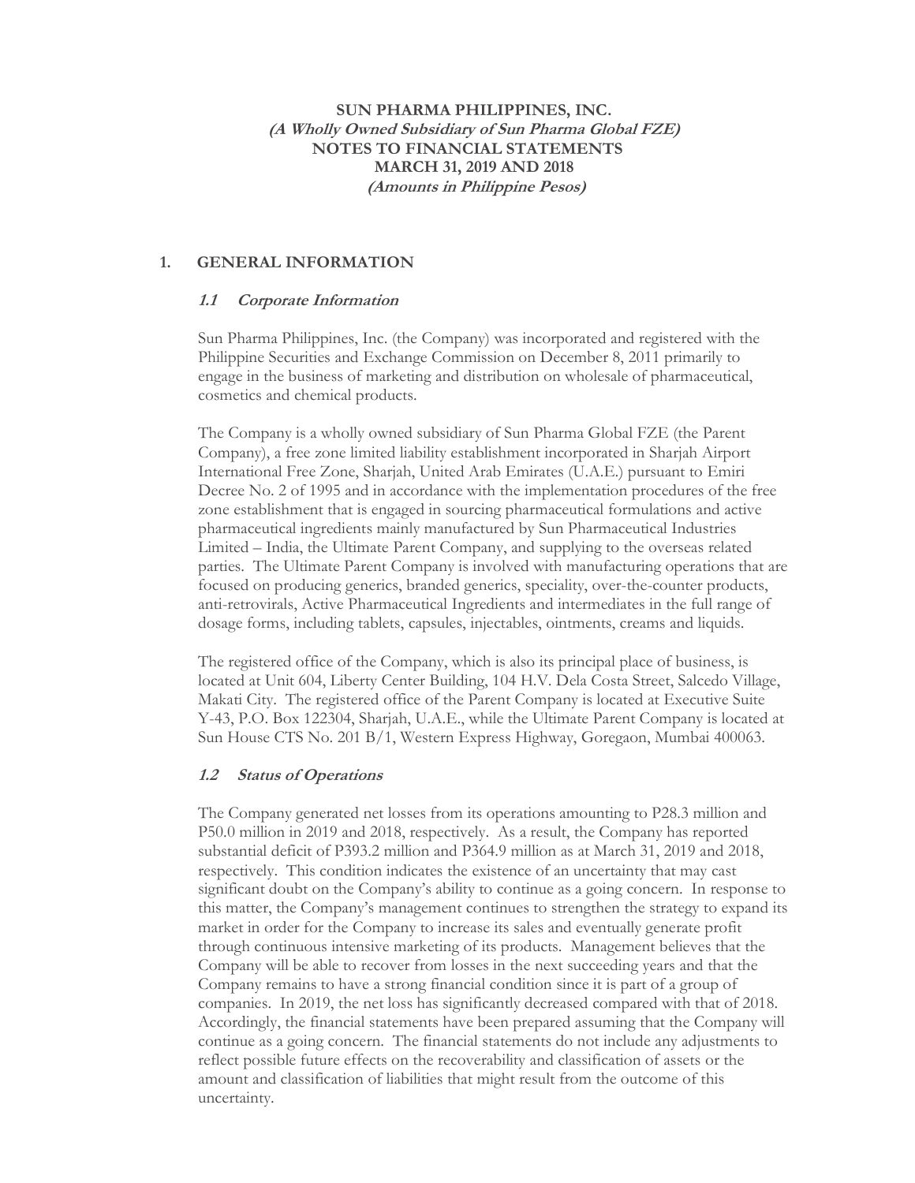**SUN PHARMA PHILIPPINES, INC.**
***(A Wholly Owned Subsidiary of Sun Pharma Global FZE)***
**NOTES TO FINANCIAL STATEMENTS**
**MARCH 31, 2019 AND 2018**
***(Amounts in Philippine Pesos)***

## 1. GENERAL INFORMATION

### *1.1 Corporate Information*

Sun Pharma Philippines, Inc. (the Company) was incorporated and registered with the Philippine Securities and Exchange Commission on December 8, 2011 primarily to engage in the business of marketing and distribution on wholesale of pharmaceutical, cosmetics and chemical products.

The Company is a wholly owned subsidiary of Sun Pharma Global FZE (the Parent Company), a free zone limited liability establishment incorporated in Sharjah Airport International Free Zone, Sharjah, United Arab Emirates (U.A.E.) pursuant to Emiri Decree No. 2 of 1995 and in accordance with the implementation procedures of the free zone establishment that is engaged in sourcing pharmaceutical formulations and active pharmaceutical ingredients mainly manufactured by Sun Pharmaceutical Industries Limited – India, the Ultimate Parent Company, and supplying to the overseas related parties. The Ultimate Parent Company is involved with manufacturing operations that are focused on producing generics, branded generics, speciality, over-the-counter products, anti-retrovirals, Active Pharmaceutical Ingredients and intermediates in the full range of dosage forms, including tablets, capsules, injectables, ointments, creams and liquids.

The registered office of the Company, which is also its principal place of business, is located at Unit 604, Liberty Center Building, 104 H.V. Dela Costa Street, Salcedo Village, Makati City. The registered office of the Parent Company is located at Executive Suite Y-43, P.O. Box 122304, Sharjah, U.A.E., while the Ultimate Parent Company is located at Sun House CTS No. 201 B/1, Western Express Highway, Goregaon, Mumbai 400063.

### *1.2 Status of Operations*

The Company generated net losses from its operations amounting to P28.3 million and P50.0 million in 2019 and 2018, respectively. As a result, the Company has reported substantial deficit of P393.2 million and P364.9 million as at March 31, 2019 and 2018, respectively. This condition indicates the existence of an uncertainty that may cast significant doubt on the Company's ability to continue as a going concern. In response to this matter, the Company's management continues to strengthen the strategy to expand its market in order for the Company to increase its sales and eventually generate profit through continuous intensive marketing of its products. Management believes that the Company will be able to recover from losses in the next succeeding years and that the Company remains to have a strong financial condition since it is part of a group of companies. In 2019, the net loss has significantly decreased compared with that of 2018. Accordingly, the financial statements have been prepared assuming that the Company will continue as a going concern. The financial statements do not include any adjustments to reflect possible future effects on the recoverability and classification of assets or the amount and classification of liabilities that might result from the outcome of this uncertainty.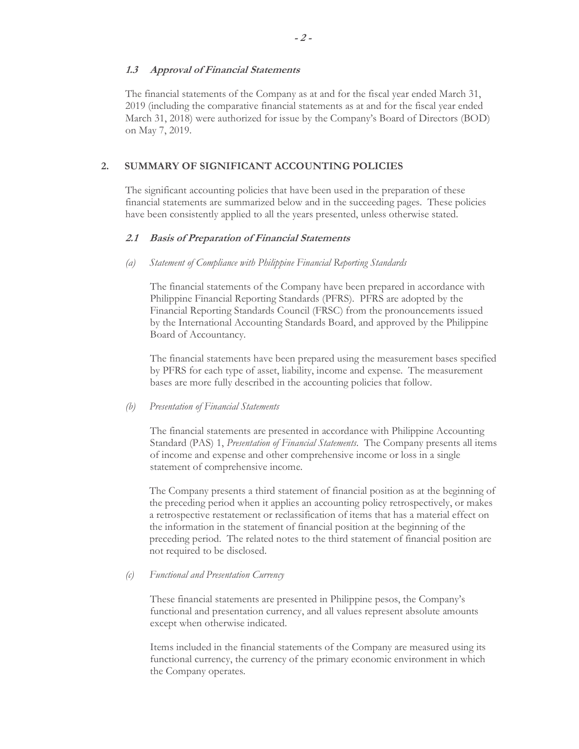### *1.3 Approval of Financial Statements*

The financial statements of the Company as at and for the fiscal year ended March 31, 2019 (including the comparative financial statements as at and for the fiscal year ended March 31, 2018) were authorized for issue by the Company's Board of Directors (BOD) on May 7, 2019.

## 2. SUMMARY OF SIGNIFICANT ACCOUNTING POLICIES

The significant accounting policies that have been used in the preparation of these financial statements are summarized below and in the succeeding pages. These policies have been consistently applied to all the years presented, unless otherwise stated.

### *2.1 Basis of Preparation of Financial Statements*

*(a) Statement of Compliance with Philippine Financial Reporting Standards*

The financial statements of the Company have been prepared in accordance with Philippine Financial Reporting Standards (PFRS). PFRS are adopted by the Financial Reporting Standards Council (FRSC) from the pronouncements issued by the International Accounting Standards Board, and approved by the Philippine Board of Accountancy.

The financial statements have been prepared using the measurement bases specified by PFRS for each type of asset, liability, income and expense. The measurement bases are more fully described in the accounting policies that follow.

*(b) Presentation of Financial Statements*

The financial statements are presented in accordance with Philippine Accounting Standard (PAS) 1, *Presentation of Financial Statements*. The Company presents all items of income and expense and other comprehensive income or loss in a single statement of comprehensive income.

The Company presents a third statement of financial position as at the beginning of the preceding period when it applies an accounting policy retrospectively, or makes a retrospective restatement or reclassification of items that has a material effect on the information in the statement of financial position at the beginning of the preceding period. The related notes to the third statement of financial position are not required to be disclosed.

*(c) Functional and Presentation Currency*

These financial statements are presented in Philippine pesos, the Company's functional and presentation currency, and all values represent absolute amounts except when otherwise indicated.

Items included in the financial statements of the Company are measured using its functional currency, the currency of the primary economic environment in which the Company operates.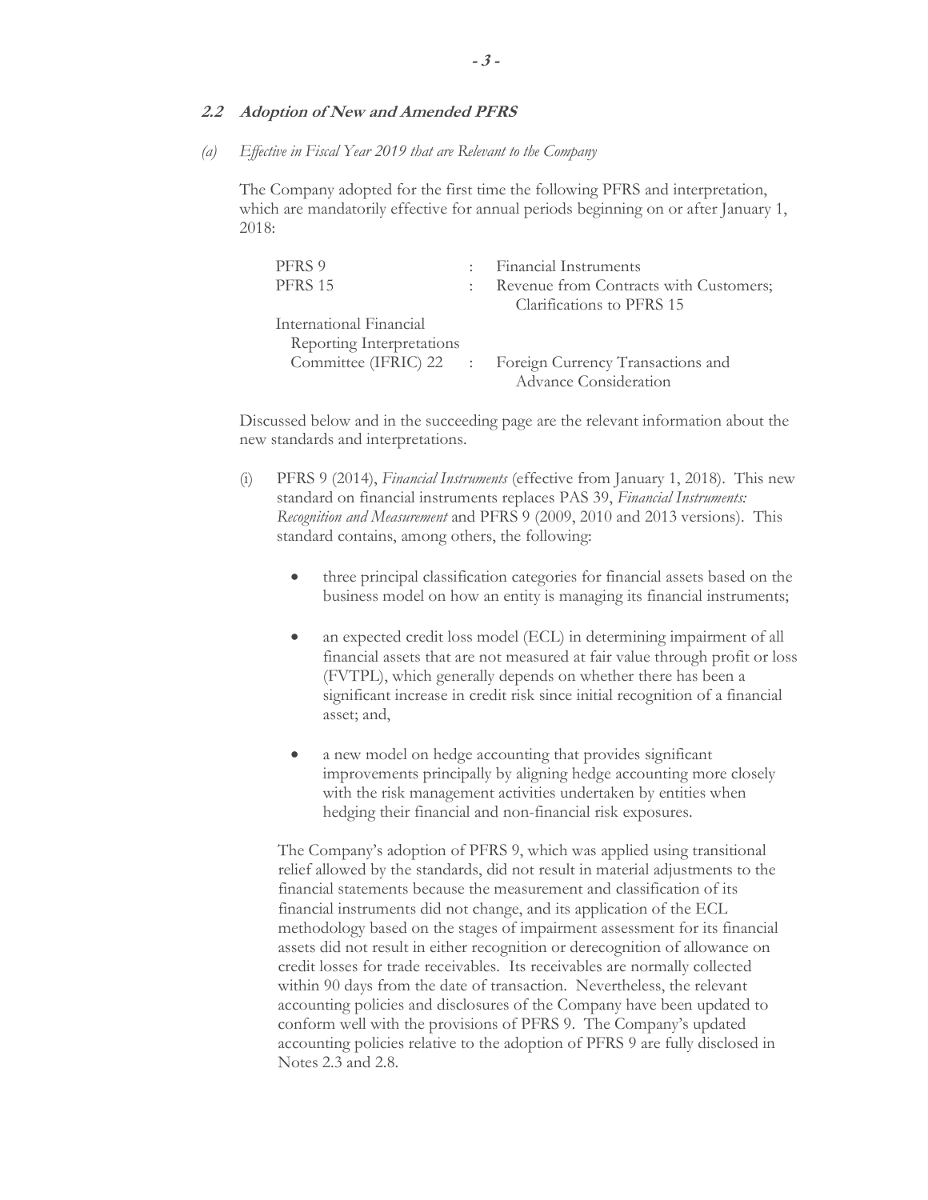### *2.2 Adoption of New and Amended PFRS*

*(a) Effective in Fiscal Year 2019 that are Relevant to the Company*

The Company adopted for the first time the following PFRS and interpretation, which are mandatorily effective for annual periods beginning on or after January 1, 2018:

| | | |
|---|---|---|
| PFRS 9 | : | Financial Instruments |
| PFRS 15 | : | Revenue from Contracts with Customers; Clarifications to PFRS 15 |
| International Financial Reporting Interpretations Committee (IFRIC) 22 | : | Foreign Currency Transactions and Advance Consideration |

Discussed below and in the succeeding page are the relevant information about the new standards and interpretations.

(i) PFRS 9 (2014), *Financial Instruments* (effective from January 1, 2018). This new standard on financial instruments replaces PAS 39, *Financial Instruments: Recognition and Measurement* and PFRS 9 (2009, 2010 and 2013 versions). This standard contains, among others, the following:

- three principal classification categories for financial assets based on the business model on how an entity is managing its financial instruments;

- an expected credit loss model (ECL) in determining impairment of all financial assets that are not measured at fair value through profit or loss (FVTPL), which generally depends on whether there has been a significant increase in credit risk since initial recognition of a financial asset; and,

- a new model on hedge accounting that provides significant improvements principally by aligning hedge accounting more closely with the risk management activities undertaken by entities when hedging their financial and non-financial risk exposures.

The Company's adoption of PFRS 9, which was applied using transitional relief allowed by the standards, did not result in material adjustments to the financial statements because the measurement and classification of its financial instruments did not change, and its application of the ECL methodology based on the stages of impairment assessment for its financial assets did not result in either recognition or derecognition of allowance on credit losses for trade receivables. Its receivables are normally collected within 90 days from the date of transaction. Nevertheless, the relevant accounting policies and disclosures of the Company have been updated to conform well with the provisions of PFRS 9. The Company's updated accounting policies relative to the adoption of PFRS 9 are fully disclosed in Notes 2.3 and 2.8.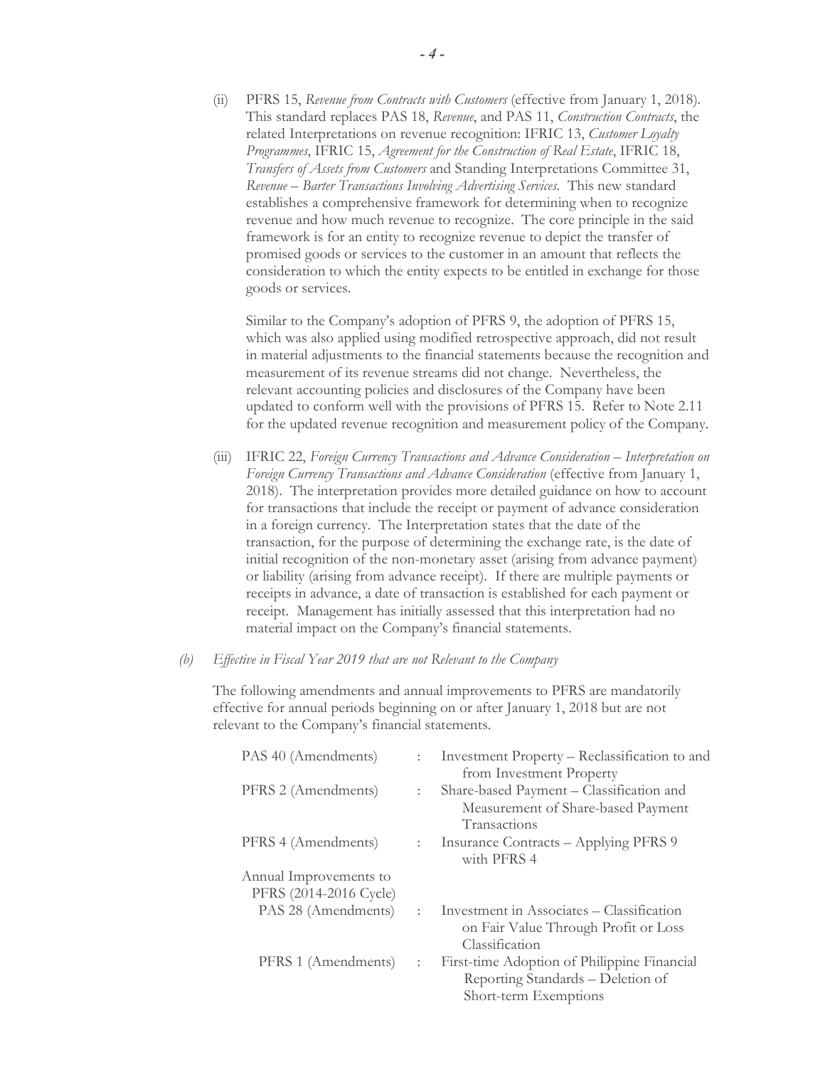(ii) PFRS 15, *Revenue from Contracts with Customers* (effective from January 1, 2018). This standard replaces PAS 18, *Revenue*, and PAS 11, *Construction Contracts*, the related Interpretations on revenue recognition: IFRIC 13, *Customer Loyalty Programmes*, IFRIC 15, *Agreement for the Construction of Real Estate*, IFRIC 18, *Transfers of Assets from Customers* and Standing Interpretations Committee 31, *Revenue – Barter Transactions Involving Advertising Services*. This new standard establishes a comprehensive framework for determining when to recognize revenue and how much revenue to recognize. The core principle in the said framework is for an entity to recognize revenue to depict the transfer of promised goods or services to the customer in an amount that reflects the consideration to which the entity expects to be entitled in exchange for those goods or services.

   Similar to the Company's adoption of PFRS 9, the adoption of PFRS 15, which was also applied using modified retrospective approach, did not result in material adjustments to the financial statements because the recognition and measurement of its revenue streams did not change. Nevertheless, the relevant accounting policies and disclosures of the Company have been updated to conform well with the provisions of PFRS 15. Refer to Note 2.11 for the updated revenue recognition and measurement policy of the Company.

(iii) IFRIC 22, *Foreign Currency Transactions and Advance Consideration – Interpretation on Foreign Currency Transactions and Advance Consideration* (effective from January 1, 2018). The interpretation provides more detailed guidance on how to account for transactions that include the receipt or payment of advance consideration in a foreign currency. The Interpretation states that the date of the transaction, for the purpose of determining the exchange rate, is the date of initial recognition of the non-monetary asset (arising from advance payment) or liability (arising from advance receipt). If there are multiple payments or receipts in advance, a date of transaction is established for each payment or receipt. Management has initially assessed that this interpretation had no material impact on the Company's financial statements.

*(b) Effective in Fiscal Year 2019 that are not Relevant to the Company*

The following amendments and annual improvements to PFRS are mandatorily effective for annual periods beginning on or after January 1, 2018 but are not relevant to the Company's financial statements.

| | | |
|---|---|---|
| PAS 40 (Amendments) | : | Investment Property – Reclassification to and from Investment Property |
| PFRS 2 (Amendments) | : | Share-based Payment – Classification and Measurement of Share-based Payment Transactions |
| PFRS 4 (Amendments) | : | Insurance Contracts – Applying PFRS 9 with PFRS 4 |
| Annual Improvements to PFRS (2014-2016 Cycle) | | |
| PAS 28 (Amendments) | : | Investment in Associates – Classification on Fair Value Through Profit or Loss Classification |
| PFRS 1 (Amendments) | : | First-time Adoption of Philippine Financial Reporting Standards – Deletion of Short-term Exemptions |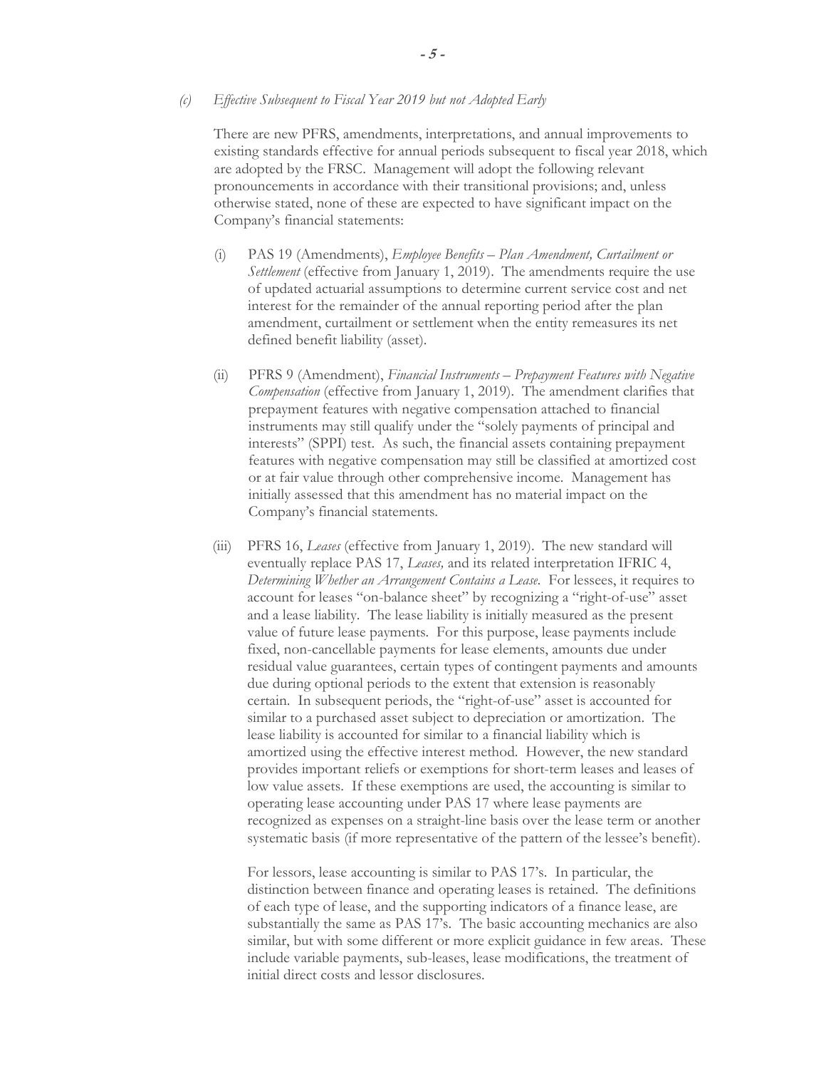*(c) Effective Subsequent to Fiscal Year 2019 but not Adopted Early*

There are new PFRS, amendments, interpretations, and annual improvements to existing standards effective for annual periods subsequent to fiscal year 2018, which are adopted by the FRSC. Management will adopt the following relevant pronouncements in accordance with their transitional provisions; and, unless otherwise stated, none of these are expected to have significant impact on the Company's financial statements:

(i) PAS 19 (Amendments), *Employee Benefits – Plan Amendment, Curtailment or Settlement* (effective from January 1, 2019). The amendments require the use of updated actuarial assumptions to determine current service cost and net interest for the remainder of the annual reporting period after the plan amendment, curtailment or settlement when the entity remeasures its net defined benefit liability (asset).

(ii) PFRS 9 (Amendment), *Financial Instruments – Prepayment Features with Negative Compensation* (effective from January 1, 2019). The amendment clarifies that prepayment features with negative compensation attached to financial instruments may still qualify under the "solely payments of principal and interests" (SPPI) test. As such, the financial assets containing prepayment features with negative compensation may still be classified at amortized cost or at fair value through other comprehensive income. Management has initially assessed that this amendment has no material impact on the Company's financial statements.

(iii) PFRS 16, *Leases* (effective from January 1, 2019). The new standard will eventually replace PAS 17, *Leases,* and its related interpretation IFRIC 4, *Determining Whether an Arrangement Contains a Lease*. For lessees, it requires to account for leases "on-balance sheet" by recognizing a "right-of-use" asset and a lease liability. The lease liability is initially measured as the present value of future lease payments. For this purpose, lease payments include fixed, non-cancellable payments for lease elements, amounts due under residual value guarantees, certain types of contingent payments and amounts due during optional periods to the extent that extension is reasonably certain. In subsequent periods, the "right-of-use" asset is accounted for similar to a purchased asset subject to depreciation or amortization. The lease liability is accounted for similar to a financial liability which is amortized using the effective interest method. However, the new standard provides important reliefs or exemptions for short-term leases and leases of low value assets. If these exemptions are used, the accounting is similar to operating lease accounting under PAS 17 where lease payments are recognized as expenses on a straight-line basis over the lease term or another systematic basis (if more representative of the pattern of the lessee's benefit).

For lessors, lease accounting is similar to PAS 17's. In particular, the distinction between finance and operating leases is retained. The definitions of each type of lease, and the supporting indicators of a finance lease, are substantially the same as PAS 17's. The basic accounting mechanics are also similar, but with some different or more explicit guidance in few areas. These include variable payments, sub-leases, lease modifications, the treatment of initial direct costs and lessor disclosures.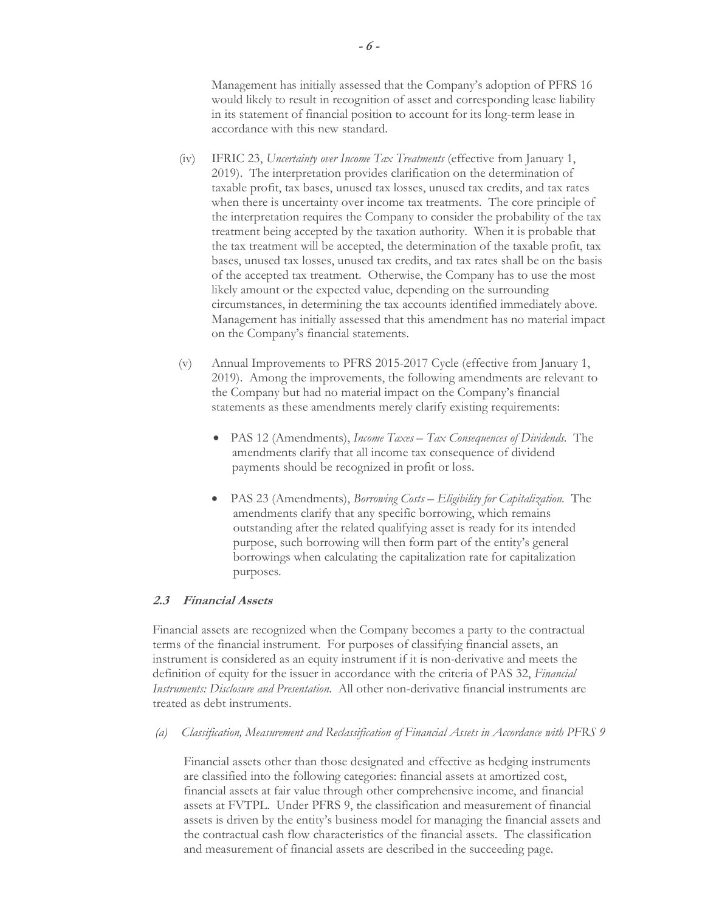Management has initially assessed that the Company's adoption of PFRS 16 would likely to result in recognition of asset and corresponding lease liability in its statement of financial position to account for its long-term lease in accordance with this new standard.

(iv) IFRIC 23, *Uncertainty over Income Tax Treatments* (effective from January 1, 2019). The interpretation provides clarification on the determination of taxable profit, tax bases, unused tax losses, unused tax credits, and tax rates when there is uncertainty over income tax treatments. The core principle of the interpretation requires the Company to consider the probability of the tax treatment being accepted by the taxation authority. When it is probable that the tax treatment will be accepted, the determination of the taxable profit, tax bases, unused tax losses, unused tax credits, and tax rates shall be on the basis of the accepted tax treatment. Otherwise, the Company has to use the most likely amount or the expected value, depending on the surrounding circumstances, in determining the tax accounts identified immediately above. Management has initially assessed that this amendment has no material impact on the Company's financial statements.

(v) Annual Improvements to PFRS 2015-2017 Cycle (effective from January 1, 2019). Among the improvements, the following amendments are relevant to the Company but had no material impact on the Company's financial statements as these amendments merely clarify existing requirements:

- PAS 12 (Amendments), *Income Taxes – Tax Consequences of Dividends*. The amendments clarify that all income tax consequence of dividend payments should be recognized in profit or loss.

- PAS 23 (Amendments), *Borrowing Costs – Eligibility for Capitalization*. The amendments clarify that any specific borrowing, which remains outstanding after the related qualifying asset is ready for its intended purpose, such borrowing will then form part of the entity's general borrowings when calculating the capitalization rate for capitalization purposes.

### *2.3 Financial Assets*

Financial assets are recognized when the Company becomes a party to the contractual terms of the financial instrument. For purposes of classifying financial assets, an instrument is considered as an equity instrument if it is non-derivative and meets the definition of equity for the issuer in accordance with the criteria of PAS 32, *Financial Instruments: Disclosure and Presentation*. All other non-derivative financial instruments are treated as debt instruments.

*(a) Classification, Measurement and Reclassification of Financial Assets in Accordance with PFRS 9*

Financial assets other than those designated and effective as hedging instruments are classified into the following categories: financial assets at amortized cost, financial assets at fair value through other comprehensive income, and financial assets at FVTPL. Under PFRS 9, the classification and measurement of financial assets is driven by the entity's business model for managing the financial assets and the contractual cash flow characteristics of the financial assets. The classification and measurement of financial assets are described in the succeeding page.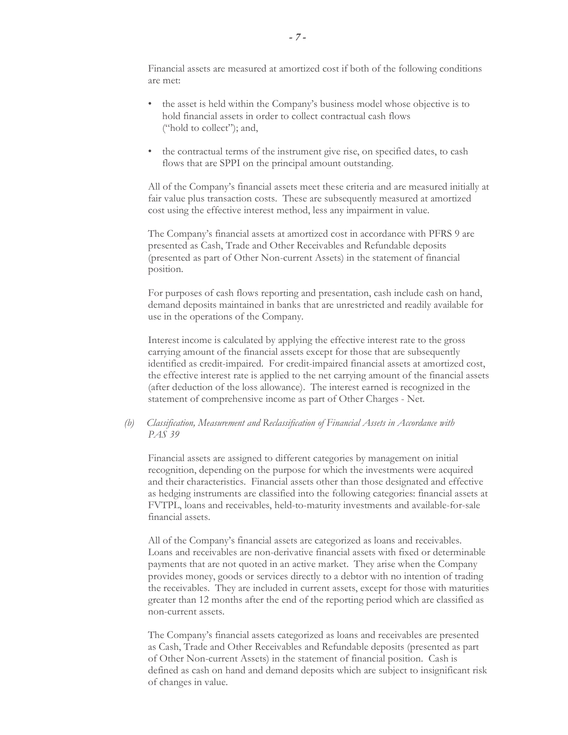Financial assets are measured at amortized cost if both of the following conditions are met:

- the asset is held within the Company's business model whose objective is to hold financial assets in order to collect contractual cash flows ("hold to collect"); and,
- the contractual terms of the instrument give rise, on specified dates, to cash flows that are SPPI on the principal amount outstanding.

All of the Company's financial assets meet these criteria and are measured initially at fair value plus transaction costs. These are subsequently measured at amortized cost using the effective interest method, less any impairment in value.

The Company's financial assets at amortized cost in accordance with PFRS 9 are presented as Cash, Trade and Other Receivables and Refundable deposits (presented as part of Other Non-current Assets) in the statement of financial position.

For purposes of cash flows reporting and presentation, cash include cash on hand, demand deposits maintained in banks that are unrestricted and readily available for use in the operations of the Company.

Interest income is calculated by applying the effective interest rate to the gross carrying amount of the financial assets except for those that are subsequently identified as credit-impaired. For credit-impaired financial assets at amortized cost, the effective interest rate is applied to the net carrying amount of the financial assets (after deduction of the loss allowance). The interest earned is recognized in the statement of comprehensive income as part of Other Charges - Net.

*(b) Classification, Measurement and Reclassification of Financial Assets in Accordance with PAS 39*

Financial assets are assigned to different categories by management on initial recognition, depending on the purpose for which the investments were acquired and their characteristics. Financial assets other than those designated and effective as hedging instruments are classified into the following categories: financial assets at FVTPL, loans and receivables, held-to-maturity investments and available-for-sale financial assets.

All of the Company's financial assets are categorized as loans and receivables. Loans and receivables are non-derivative financial assets with fixed or determinable payments that are not quoted in an active market. They arise when the Company provides money, goods or services directly to a debtor with no intention of trading the receivables. They are included in current assets, except for those with maturities greater than 12 months after the end of the reporting period which are classified as non-current assets.

The Company's financial assets categorized as loans and receivables are presented as Cash, Trade and Other Receivables and Refundable deposits (presented as part of Other Non-current Assets) in the statement of financial position. Cash is defined as cash on hand and demand deposits which are subject to insignificant risk of changes in value.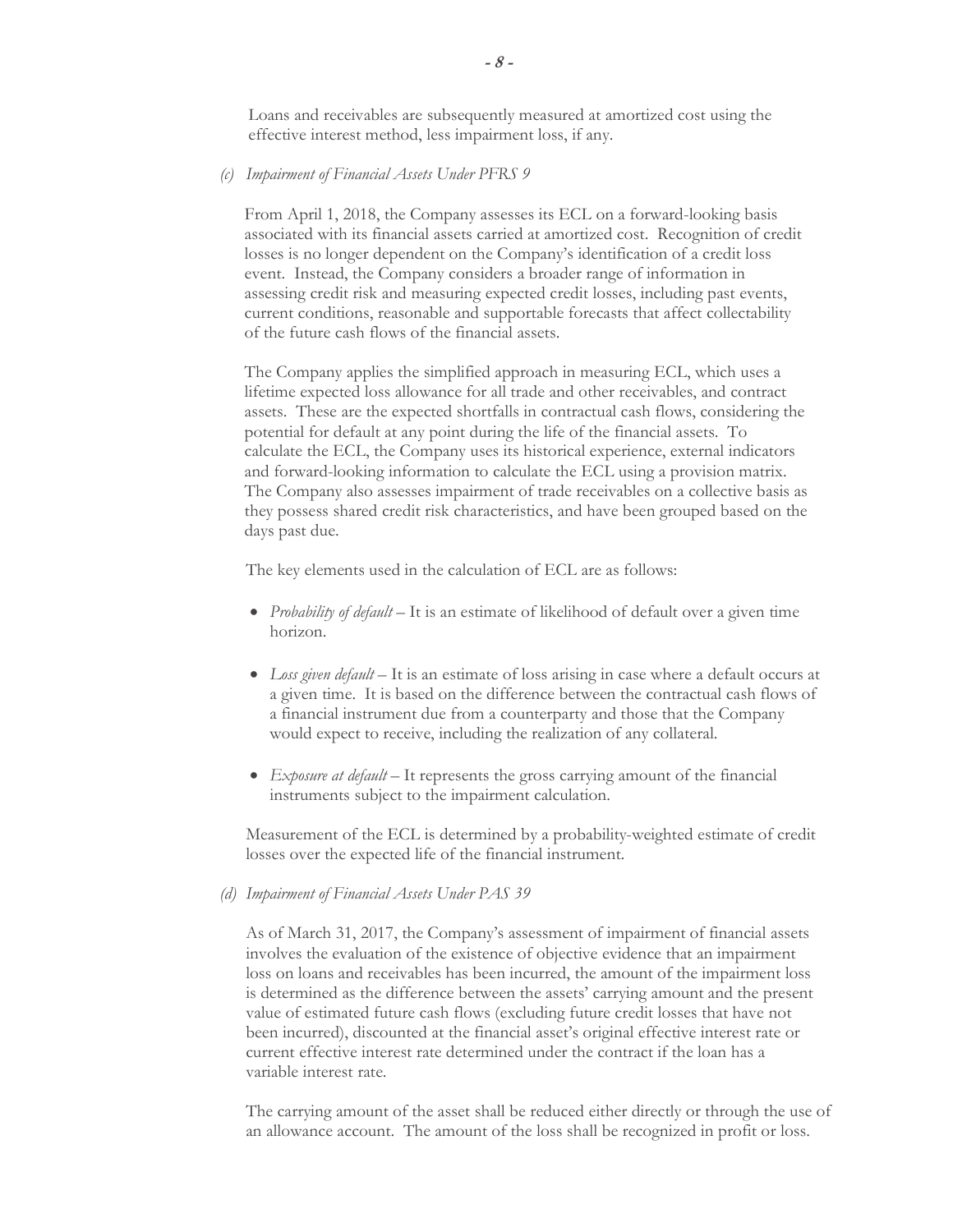Loans and receivables are subsequently measured at amortized cost using the effective interest method, less impairment loss, if any.

*(c) Impairment of Financial Assets Under PFRS 9*

From April 1, 2018, the Company assesses its ECL on a forward-looking basis associated with its financial assets carried at amortized cost. Recognition of credit losses is no longer dependent on the Company's identification of a credit loss event. Instead, the Company considers a broader range of information in assessing credit risk and measuring expected credit losses, including past events, current conditions, reasonable and supportable forecasts that affect collectability of the future cash flows of the financial assets.

The Company applies the simplified approach in measuring ECL, which uses a lifetime expected loss allowance for all trade and other receivables, and contract assets. These are the expected shortfalls in contractual cash flows, considering the potential for default at any point during the life of the financial assets. To calculate the ECL, the Company uses its historical experience, external indicators and forward-looking information to calculate the ECL using a provision matrix. The Company also assesses impairment of trade receivables on a collective basis as they possess shared credit risk characteristics, and have been grouped based on the days past due.

The key elements used in the calculation of ECL are as follows:

- *Probability of default* – It is an estimate of likelihood of default over a given time horizon.
- *Loss given default* – It is an estimate of loss arising in case where a default occurs at a given time. It is based on the difference between the contractual cash flows of a financial instrument due from a counterparty and those that the Company would expect to receive, including the realization of any collateral.
- *Exposure at default* – It represents the gross carrying amount of the financial instruments subject to the impairment calculation.

Measurement of the ECL is determined by a probability-weighted estimate of credit losses over the expected life of the financial instrument.

*(d) Impairment of Financial Assets Under PAS 39*

As of March 31, 2017, the Company's assessment of impairment of financial assets involves the evaluation of the existence of objective evidence that an impairment loss on loans and receivables has been incurred, the amount of the impairment loss is determined as the difference between the assets' carrying amount and the present value of estimated future cash flows (excluding future credit losses that have not been incurred), discounted at the financial asset's original effective interest rate or current effective interest rate determined under the contract if the loan has a variable interest rate.

The carrying amount of the asset shall be reduced either directly or through the use of an allowance account. The amount of the loss shall be recognized in profit or loss.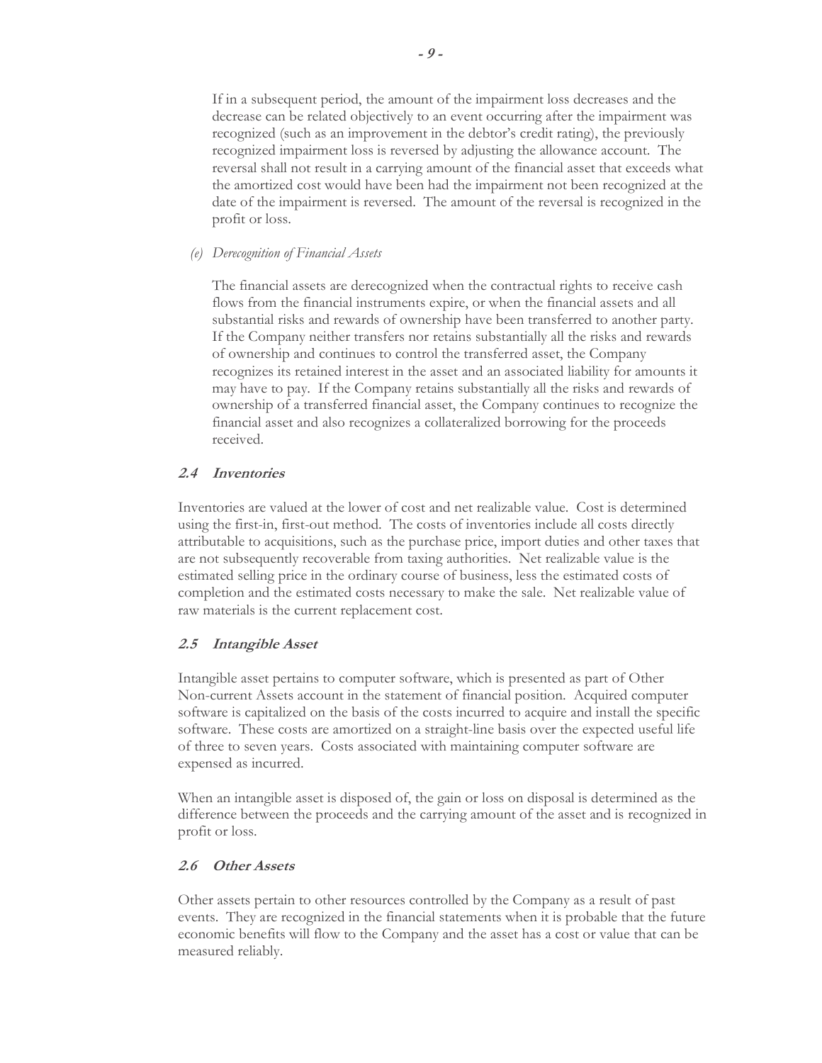If in a subsequent period, the amount of the impairment loss decreases and the decrease can be related objectively to an event occurring after the impairment was recognized (such as an improvement in the debtor's credit rating), the previously recognized impairment loss is reversed by adjusting the allowance account. The reversal shall not result in a carrying amount of the financial asset that exceeds what the amortized cost would have been had the impairment not been recognized at the date of the impairment is reversed. The amount of the reversal is recognized in the profit or loss.

*(e) Derecognition of Financial Assets*

The financial assets are derecognized when the contractual rights to receive cash flows from the financial instruments expire, or when the financial assets and all substantial risks and rewards of ownership have been transferred to another party. If the Company neither transfers nor retains substantially all the risks and rewards of ownership and continues to control the transferred asset, the Company recognizes its retained interest in the asset and an associated liability for amounts it may have to pay. If the Company retains substantially all the risks and rewards of ownership of a transferred financial asset, the Company continues to recognize the financial asset and also recognizes a collateralized borrowing for the proceeds received.

### *2.4 Inventories*

Inventories are valued at the lower of cost and net realizable value. Cost is determined using the first-in, first-out method. The costs of inventories include all costs directly attributable to acquisitions, such as the purchase price, import duties and other taxes that are not subsequently recoverable from taxing authorities. Net realizable value is the estimated selling price in the ordinary course of business, less the estimated costs of completion and the estimated costs necessary to make the sale. Net realizable value of raw materials is the current replacement cost.

### *2.5 Intangible Asset*

Intangible asset pertains to computer software, which is presented as part of Other Non-current Assets account in the statement of financial position. Acquired computer software is capitalized on the basis of the costs incurred to acquire and install the specific software. These costs are amortized on a straight-line basis over the expected useful life of three to seven years. Costs associated with maintaining computer software are expensed as incurred.

When an intangible asset is disposed of, the gain or loss on disposal is determined as the difference between the proceeds and the carrying amount of the asset and is recognized in profit or loss.

### *2.6 Other Assets*

Other assets pertain to other resources controlled by the Company as a result of past events. They are recognized in the financial statements when it is probable that the future economic benefits will flow to the Company and the asset has a cost or value that can be measured reliably.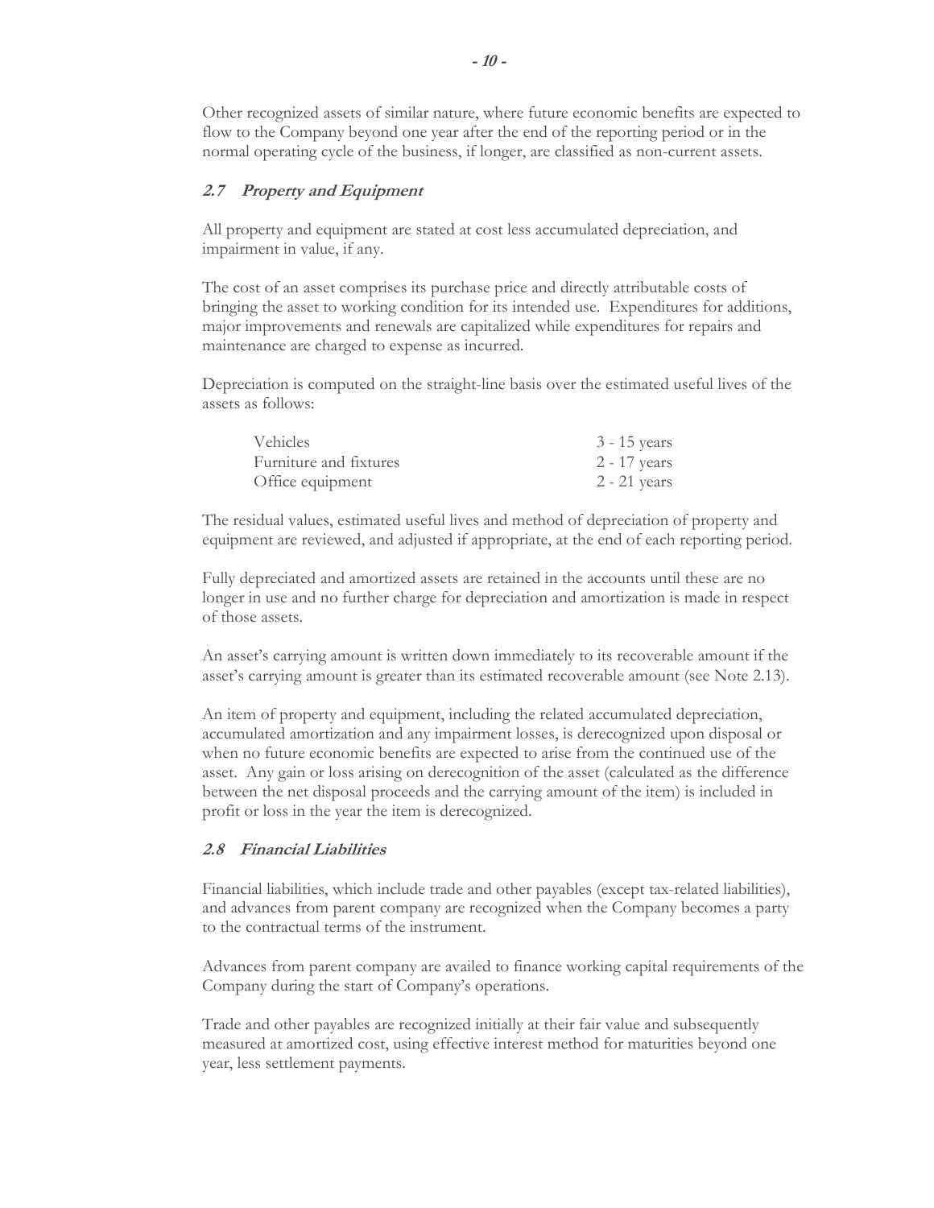Other recognized assets of similar nature, where future economic benefits are expected to flow to the Company beyond one year after the end of the reporting period or in the normal operating cycle of the business, if longer, are classified as non-current assets.

### *2.7 Property and Equipment*

All property and equipment are stated at cost less accumulated depreciation, and impairment in value, if any.

The cost of an asset comprises its purchase price and directly attributable costs of bringing the asset to working condition for its intended use. Expenditures for additions, major improvements and renewals are capitalized while expenditures for repairs and maintenance are charged to expense as incurred.

Depreciation is computed on the straight-line basis over the estimated useful lives of the assets as follows:

| | |
|---|---|
| Vehicles | 3 - 15 years |
| Furniture and fixtures | 2 - 17 years |
| Office equipment | 2 - 21 years |

The residual values, estimated useful lives and method of depreciation of property and equipment are reviewed, and adjusted if appropriate, at the end of each reporting period.

Fully depreciated and amortized assets are retained in the accounts until these are no longer in use and no further charge for depreciation and amortization is made in respect of those assets.

An asset's carrying amount is written down immediately to its recoverable amount if the asset's carrying amount is greater than its estimated recoverable amount (see Note 2.13).

An item of property and equipment, including the related accumulated depreciation, accumulated amortization and any impairment losses, is derecognized upon disposal or when no future economic benefits are expected to arise from the continued use of the asset. Any gain or loss arising on derecognition of the asset (calculated as the difference between the net disposal proceeds and the carrying amount of the item) is included in profit or loss in the year the item is derecognized.

### *2.8 Financial Liabilities*

Financial liabilities, which include trade and other payables (except tax-related liabilities), and advances from parent company are recognized when the Company becomes a party to the contractual terms of the instrument.

Advances from parent company are availed to finance working capital requirements of the Company during the start of Company's operations.

Trade and other payables are recognized initially at their fair value and subsequently measured at amortized cost, using effective interest method for maturities beyond one year, less settlement payments.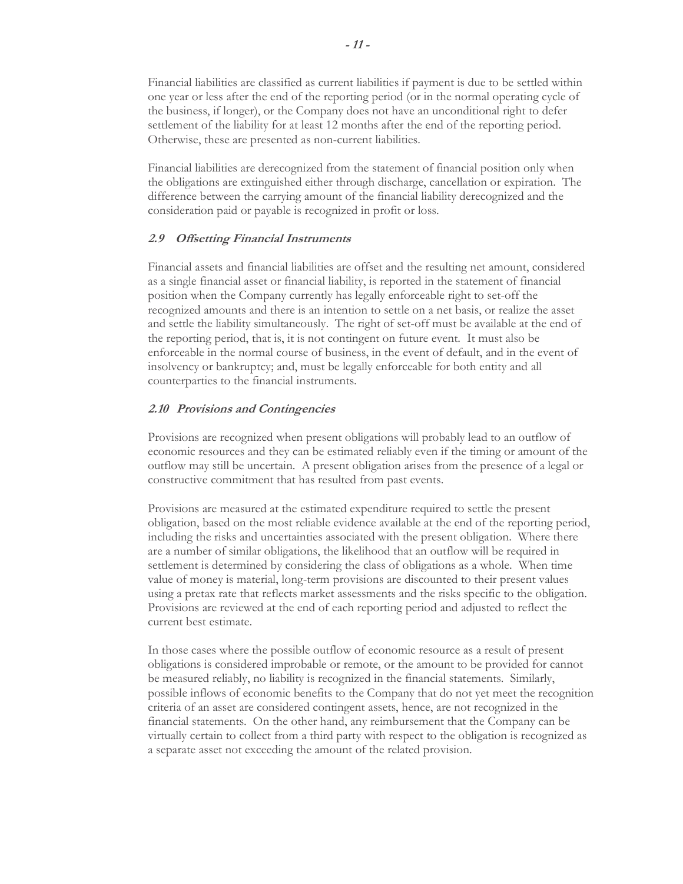Financial liabilities are classified as current liabilities if payment is due to be settled within one year or less after the end of the reporting period (or in the normal operating cycle of the business, if longer), or the Company does not have an unconditional right to defer settlement of the liability for at least 12 months after the end of the reporting period. Otherwise, these are presented as non-current liabilities.

Financial liabilities are derecognized from the statement of financial position only when the obligations are extinguished either through discharge, cancellation or expiration. The difference between the carrying amount of the financial liability derecognized and the consideration paid or payable is recognized in profit or loss.

### *2.9 Offsetting Financial Instruments*

Financial assets and financial liabilities are offset and the resulting net amount, considered as a single financial asset or financial liability, is reported in the statement of financial position when the Company currently has legally enforceable right to set-off the recognized amounts and there is an intention to settle on a net basis, or realize the asset and settle the liability simultaneously. The right of set-off must be available at the end of the reporting period, that is, it is not contingent on future event. It must also be enforceable in the normal course of business, in the event of default, and in the event of insolvency or bankruptcy; and, must be legally enforceable for both entity and all counterparties to the financial instruments.

### *2.10 Provisions and Contingencies*

Provisions are recognized when present obligations will probably lead to an outflow of economic resources and they can be estimated reliably even if the timing or amount of the outflow may still be uncertain. A present obligation arises from the presence of a legal or constructive commitment that has resulted from past events.

Provisions are measured at the estimated expenditure required to settle the present obligation, based on the most reliable evidence available at the end of the reporting period, including the risks and uncertainties associated with the present obligation. Where there are a number of similar obligations, the likelihood that an outflow will be required in settlement is determined by considering the class of obligations as a whole. When time value of money is material, long-term provisions are discounted to their present values using a pretax rate that reflects market assessments and the risks specific to the obligation. Provisions are reviewed at the end of each reporting period and adjusted to reflect the current best estimate.

In those cases where the possible outflow of economic resource as a result of present obligations is considered improbable or remote, or the amount to be provided for cannot be measured reliably, no liability is recognized in the financial statements. Similarly, possible inflows of economic benefits to the Company that do not yet meet the recognition criteria of an asset are considered contingent assets, hence, are not recognized in the financial statements. On the other hand, any reimbursement that the Company can be virtually certain to collect from a third party with respect to the obligation is recognized as a separate asset not exceeding the amount of the related provision.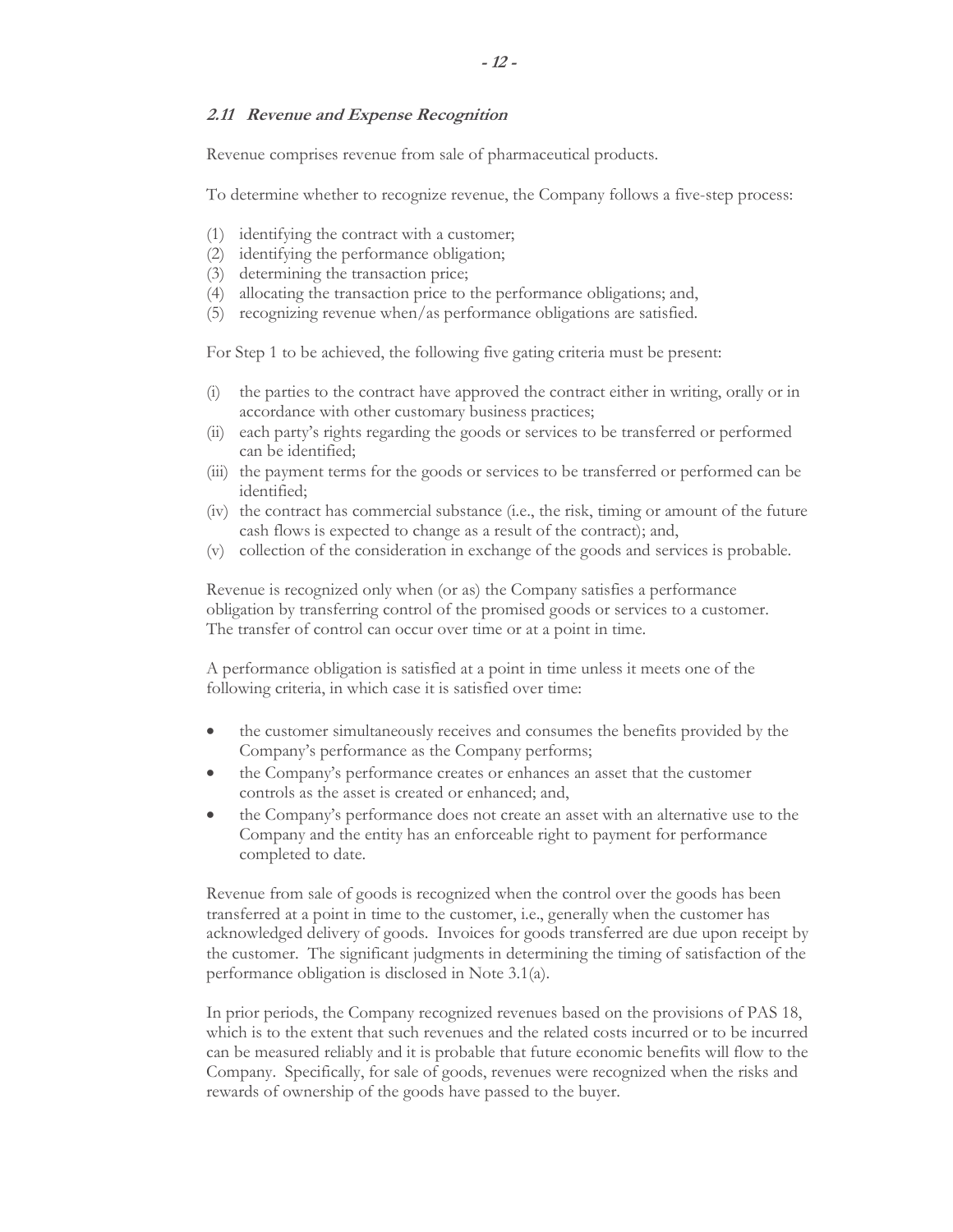### *2.11 Revenue and Expense Recognition*

Revenue comprises revenue from sale of pharmaceutical products.

To determine whether to recognize revenue, the Company follows a five-step process:

(1) identifying the contract with a customer;
(2) identifying the performance obligation;
(3) determining the transaction price;
(4) allocating the transaction price to the performance obligations; and,
(5) recognizing revenue when/as performance obligations are satisfied.

For Step 1 to be achieved, the following five gating criteria must be present:

(i) the parties to the contract have approved the contract either in writing, orally or in accordance with other customary business practices;
(ii) each party's rights regarding the goods or services to be transferred or performed can be identified;
(iii) the payment terms for the goods or services to be transferred or performed can be identified;
(iv) the contract has commercial substance (i.e., the risk, timing or amount of the future cash flows is expected to change as a result of the contract); and,
(v) collection of the consideration in exchange of the goods and services is probable.

Revenue is recognized only when (or as) the Company satisfies a performance obligation by transferring control of the promised goods or services to a customer. The transfer of control can occur over time or at a point in time.

A performance obligation is satisfied at a point in time unless it meets one of the following criteria, in which case it is satisfied over time:

- the customer simultaneously receives and consumes the benefits provided by the Company's performance as the Company performs;
- the Company's performance creates or enhances an asset that the customer controls as the asset is created or enhanced; and,
- the Company's performance does not create an asset with an alternative use to the Company and the entity has an enforceable right to payment for performance completed to date.

Revenue from sale of goods is recognized when the control over the goods has been transferred at a point in time to the customer, i.e., generally when the customer has acknowledged delivery of goods. Invoices for goods transferred are due upon receipt by the customer. The significant judgments in determining the timing of satisfaction of the performance obligation is disclosed in Note 3.1(a).

In prior periods, the Company recognized revenues based on the provisions of PAS 18, which is to the extent that such revenues and the related costs incurred or to be incurred can be measured reliably and it is probable that future economic benefits will flow to the Company. Specifically, for sale of goods, revenues were recognized when the risks and rewards of ownership of the goods have passed to the buyer.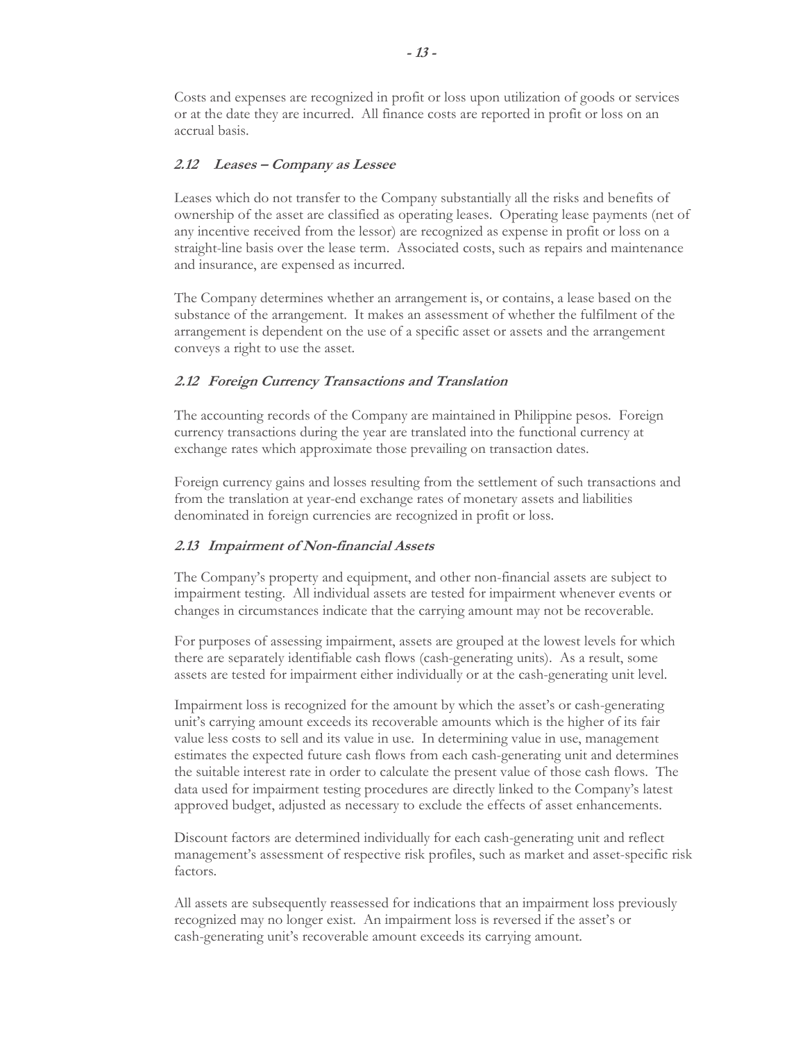Costs and expenses are recognized in profit or loss upon utilization of goods or services or at the date they are incurred. All finance costs are reported in profit or loss on an accrual basis.

### *2.12 Leases – Company as Lessee*

Leases which do not transfer to the Company substantially all the risks and benefits of ownership of the asset are classified as operating leases. Operating lease payments (net of any incentive received from the lessor) are recognized as expense in profit or loss on a straight-line basis over the lease term. Associated costs, such as repairs and maintenance and insurance, are expensed as incurred.

The Company determines whether an arrangement is, or contains, a lease based on the substance of the arrangement. It makes an assessment of whether the fulfilment of the arrangement is dependent on the use of a specific asset or assets and the arrangement conveys a right to use the asset.

### *2.12 Foreign Currency Transactions and Translation*

The accounting records of the Company are maintained in Philippine pesos. Foreign currency transactions during the year are translated into the functional currency at exchange rates which approximate those prevailing on transaction dates.

Foreign currency gains and losses resulting from the settlement of such transactions and from the translation at year-end exchange rates of monetary assets and liabilities denominated in foreign currencies are recognized in profit or loss.

### *2.13 Impairment of Non-financial Assets*

The Company's property and equipment, and other non-financial assets are subject to impairment testing. All individual assets are tested for impairment whenever events or changes in circumstances indicate that the carrying amount may not be recoverable.

For purposes of assessing impairment, assets are grouped at the lowest levels for which there are separately identifiable cash flows (cash-generating units). As a result, some assets are tested for impairment either individually or at the cash-generating unit level.

Impairment loss is recognized for the amount by which the asset's or cash-generating unit's carrying amount exceeds its recoverable amounts which is the higher of its fair value less costs to sell and its value in use. In determining value in use, management estimates the expected future cash flows from each cash-generating unit and determines the suitable interest rate in order to calculate the present value of those cash flows. The data used for impairment testing procedures are directly linked to the Company's latest approved budget, adjusted as necessary to exclude the effects of asset enhancements.

Discount factors are determined individually for each cash-generating unit and reflect management's assessment of respective risk profiles, such as market and asset-specific risk factors.

All assets are subsequently reassessed for indications that an impairment loss previously recognized may no longer exist. An impairment loss is reversed if the asset's or cash-generating unit's recoverable amount exceeds its carrying amount.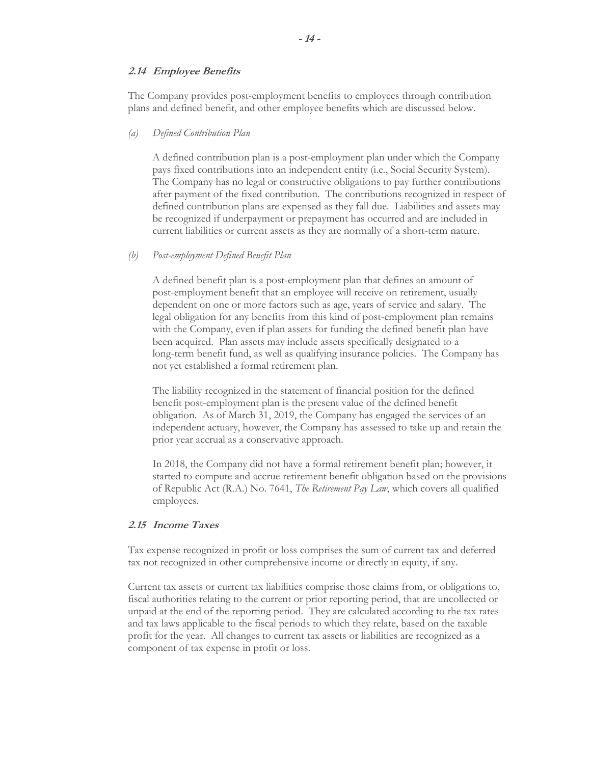### *2.14 Employee Benefits*

The Company provides post-employment benefits to employees through contribution plans and defined benefit, and other employee benefits which are discussed below.

*(a) Defined Contribution Plan*

A defined contribution plan is a post-employment plan under which the Company pays fixed contributions into an independent entity (i.e., Social Security System). The Company has no legal or constructive obligations to pay further contributions after payment of the fixed contribution. The contributions recognized in respect of defined contribution plans are expensed as they fall due. Liabilities and assets may be recognized if underpayment or prepayment has occurred and are included in current liabilities or current assets as they are normally of a short-term nature.

*(b) Post-employment Defined Benefit Plan*

A defined benefit plan is a post-employment plan that defines an amount of post-employment benefit that an employee will receive on retirement, usually dependent on one or more factors such as age, years of service and salary. The legal obligation for any benefits from this kind of post-employment plan remains with the Company, even if plan assets for funding the defined benefit plan have been acquired. Plan assets may include assets specifically designated to a long-term benefit fund, as well as qualifying insurance policies. The Company has not yet established a formal retirement plan.

The liability recognized in the statement of financial position for the defined benefit post-employment plan is the present value of the defined benefit obligation. As of March 31, 2019, the Company has engaged the services of an independent actuary, however, the Company has assessed to take up and retain the prior year accrual as a conservative approach.

In 2018, the Company did not have a formal retirement benefit plan; however, it started to compute and accrue retirement benefit obligation based on the provisions of Republic Act (R.A.) No. 7641, *The Retirement Pay Law*, which covers all qualified employees.

### *2.15 Income Taxes*

Tax expense recognized in profit or loss comprises the sum of current tax and deferred tax not recognized in other comprehensive income or directly in equity, if any.

Current tax assets or current tax liabilities comprise those claims from, or obligations to, fiscal authorities relating to the current or prior reporting period, that are uncollected or unpaid at the end of the reporting period. They are calculated according to the tax rates and tax laws applicable to the fiscal periods to which they relate, based on the taxable profit for the year. All changes to current tax assets or liabilities are recognized as a component of tax expense in profit or loss.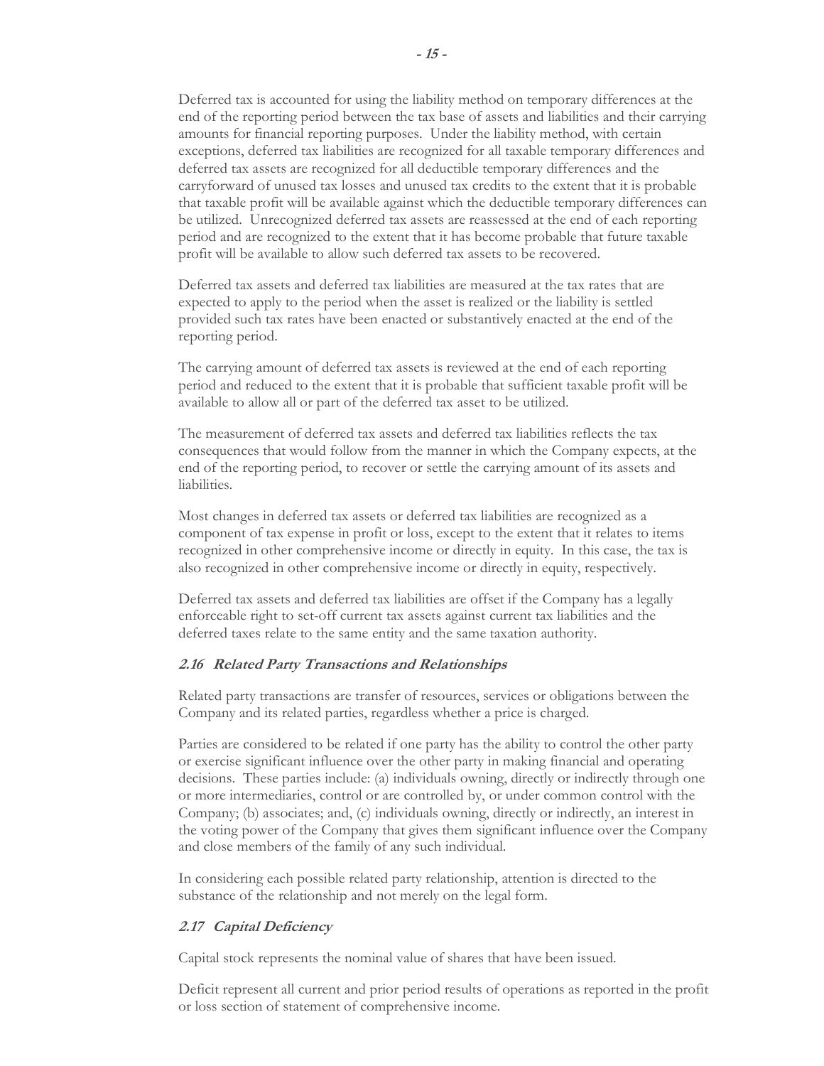Deferred tax is accounted for using the liability method on temporary differences at the end of the reporting period between the tax base of assets and liabilities and their carrying amounts for financial reporting purposes. Under the liability method, with certain exceptions, deferred tax liabilities are recognized for all taxable temporary differences and deferred tax assets are recognized for all deductible temporary differences and the carryforward of unused tax losses and unused tax credits to the extent that it is probable that taxable profit will be available against which the deductible temporary differences can be utilized. Unrecognized deferred tax assets are reassessed at the end of each reporting period and are recognized to the extent that it has become probable that future taxable profit will be available to allow such deferred tax assets to be recovered.

Deferred tax assets and deferred tax liabilities are measured at the tax rates that are expected to apply to the period when the asset is realized or the liability is settled provided such tax rates have been enacted or substantively enacted at the end of the reporting period.

The carrying amount of deferred tax assets is reviewed at the end of each reporting period and reduced to the extent that it is probable that sufficient taxable profit will be available to allow all or part of the deferred tax asset to be utilized.

The measurement of deferred tax assets and deferred tax liabilities reflects the tax consequences that would follow from the manner in which the Company expects, at the end of the reporting period, to recover or settle the carrying amount of its assets and liabilities.

Most changes in deferred tax assets or deferred tax liabilities are recognized as a component of tax expense in profit or loss, except to the extent that it relates to items recognized in other comprehensive income or directly in equity. In this case, the tax is also recognized in other comprehensive income or directly in equity, respectively.

Deferred tax assets and deferred tax liabilities are offset if the Company has a legally enforceable right to set-off current tax assets against current tax liabilities and the deferred taxes relate to the same entity and the same taxation authority.

### *2.16 Related Party Transactions and Relationships*

Related party transactions are transfer of resources, services or obligations between the Company and its related parties, regardless whether a price is charged.

Parties are considered to be related if one party has the ability to control the other party or exercise significant influence over the other party in making financial and operating decisions. These parties include: (a) individuals owning, directly or indirectly through one or more intermediaries, control or are controlled by, or under common control with the Company; (b) associates; and, (c) individuals owning, directly or indirectly, an interest in the voting power of the Company that gives them significant influence over the Company and close members of the family of any such individual.

In considering each possible related party relationship, attention is directed to the substance of the relationship and not merely on the legal form.

### *2.17 Capital Deficiency*

Capital stock represents the nominal value of shares that have been issued.

Deficit represent all current and prior period results of operations as reported in the profit or loss section of statement of comprehensive income.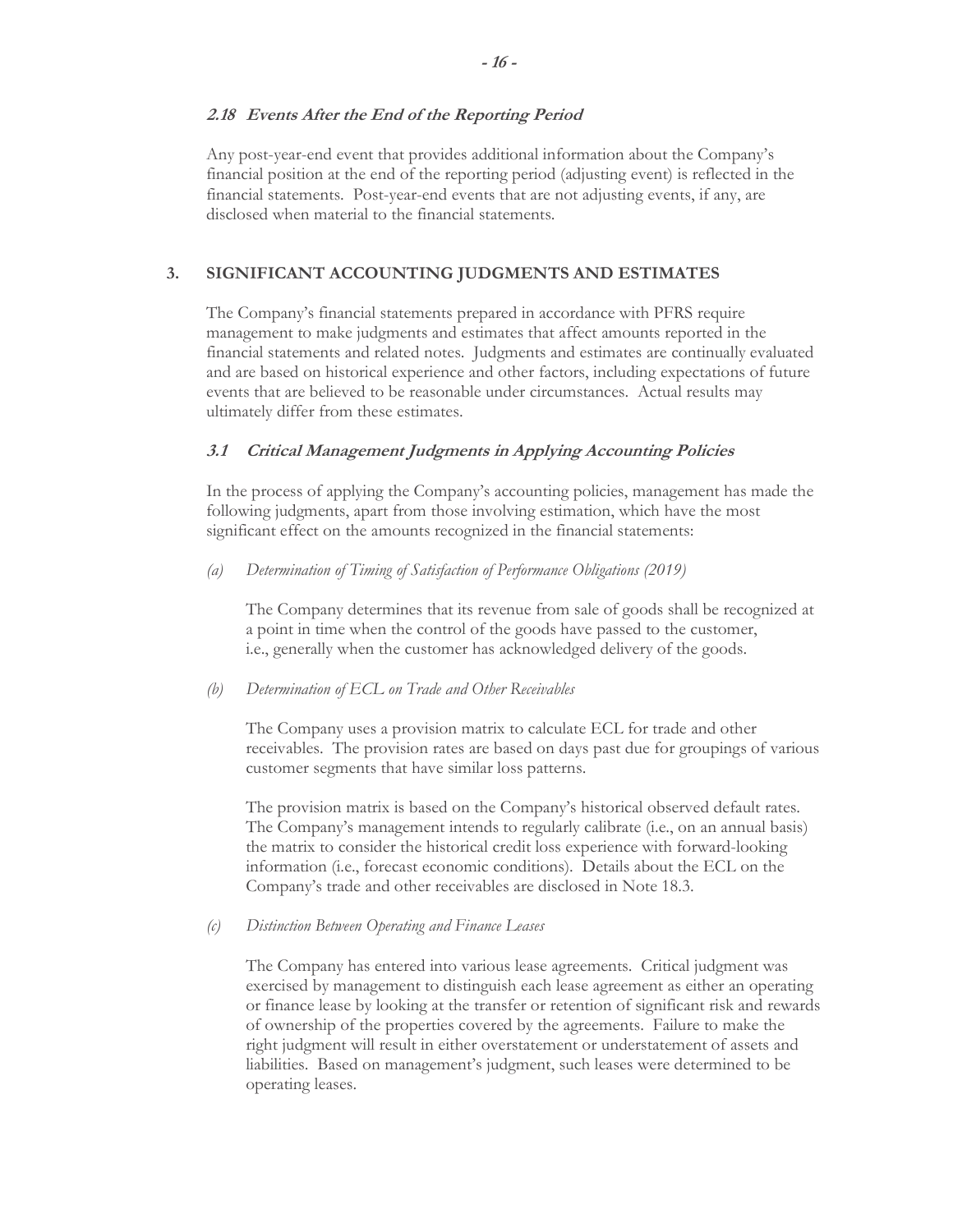### *2.18 Events After the End of the Reporting Period*

Any post-year-end event that provides additional information about the Company's financial position at the end of the reporting period (adjusting event) is reflected in the financial statements. Post-year-end events that are not adjusting events, if any, are disclosed when material to the financial statements.

## 3. SIGNIFICANT ACCOUNTING JUDGMENTS AND ESTIMATES

The Company's financial statements prepared in accordance with PFRS require management to make judgments and estimates that affect amounts reported in the financial statements and related notes. Judgments and estimates are continually evaluated and are based on historical experience and other factors, including expectations of future events that are believed to be reasonable under circumstances. Actual results may ultimately differ from these estimates.

### *3.1 Critical Management Judgments in Applying Accounting Policies*

In the process of applying the Company's accounting policies, management has made the following judgments, apart from those involving estimation, which have the most significant effect on the amounts recognized in the financial statements:

*(a) Determination of Timing of Satisfaction of Performance Obligations (2019)*

The Company determines that its revenue from sale of goods shall be recognized at a point in time when the control of the goods have passed to the customer, i.e., generally when the customer has acknowledged delivery of the goods.

*(b) Determination of ECL on Trade and Other Receivables*

The Company uses a provision matrix to calculate ECL for trade and other receivables. The provision rates are based on days past due for groupings of various customer segments that have similar loss patterns.

The provision matrix is based on the Company's historical observed default rates. The Company's management intends to regularly calibrate (i.e., on an annual basis) the matrix to consider the historical credit loss experience with forward-looking information (i.e., forecast economic conditions). Details about the ECL on the Company's trade and other receivables are disclosed in Note 18.3.

*(c) Distinction Between Operating and Finance Leases*

The Company has entered into various lease agreements. Critical judgment was exercised by management to distinguish each lease agreement as either an operating or finance lease by looking at the transfer or retention of significant risk and rewards of ownership of the properties covered by the agreements. Failure to make the right judgment will result in either overstatement or understatement of assets and liabilities. Based on management's judgment, such leases were determined to be operating leases.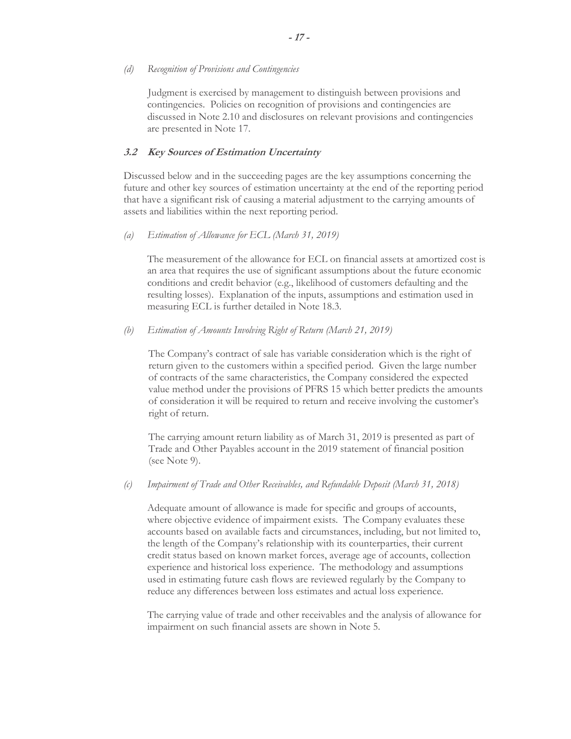*(d) Recognition of Provisions and Contingencies*

Judgment is exercised by management to distinguish between provisions and contingencies. Policies on recognition of provisions and contingencies are discussed in Note 2.10 and disclosures on relevant provisions and contingencies are presented in Note 17.

### 3.2 Key Sources of Estimation Uncertainty

Discussed below and in the succeeding pages are the key assumptions concerning the future and other key sources of estimation uncertainty at the end of the reporting period that have a significant risk of causing a material adjustment to the carrying amounts of assets and liabilities within the next reporting period.

*(a) Estimation of Allowance for ECL (March 31, 2019)*

The measurement of the allowance for ECL on financial assets at amortized cost is an area that requires the use of significant assumptions about the future economic conditions and credit behavior (e.g., likelihood of customers defaulting and the resulting losses). Explanation of the inputs, assumptions and estimation used in measuring ECL is further detailed in Note 18.3.

*(b) Estimation of Amounts Involving Right of Return (March 21, 2019)*

The Company's contract of sale has variable consideration which is the right of return given to the customers within a specified period. Given the large number of contracts of the same characteristics, the Company considered the expected value method under the provisions of PFRS 15 which better predicts the amounts of consideration it will be required to return and receive involving the customer's right of return.

The carrying amount return liability as of March 31, 2019 is presented as part of Trade and Other Payables account in the 2019 statement of financial position (see Note 9).

*(c) Impairment of Trade and Other Receivables, and Refundable Deposit (March 31, 2018)*

Adequate amount of allowance is made for specific and groups of accounts, where objective evidence of impairment exists. The Company evaluates these accounts based on available facts and circumstances, including, but not limited to, the length of the Company's relationship with its counterparties, their current credit status based on known market forces, average age of accounts, collection experience and historical loss experience. The methodology and assumptions used in estimating future cash flows are reviewed regularly by the Company to reduce any differences between loss estimates and actual loss experience.

The carrying value of trade and other receivables and the analysis of allowance for impairment on such financial assets are shown in Note 5.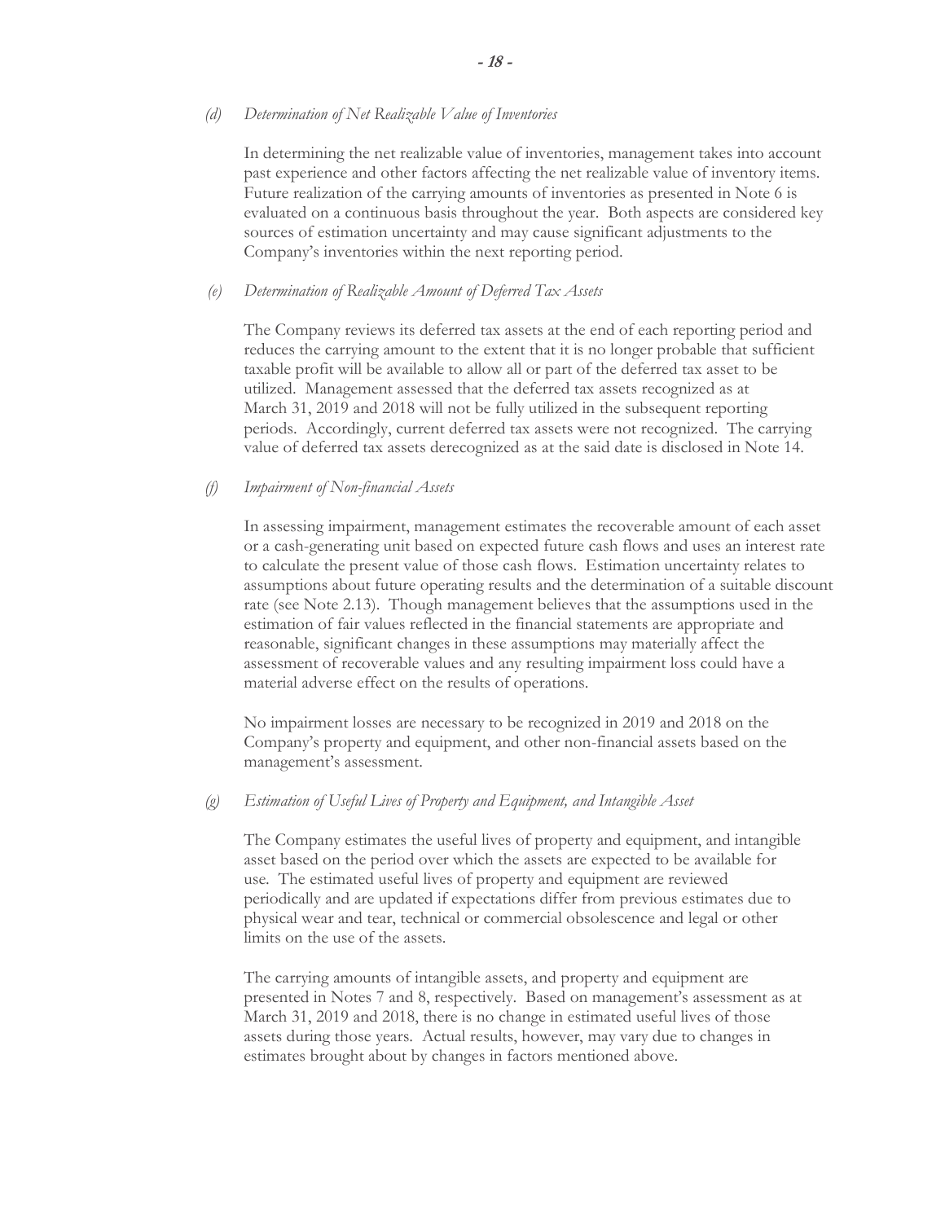*(d) Determination of Net Realizable Value of Inventories*

In determining the net realizable value of inventories, management takes into account past experience and other factors affecting the net realizable value of inventory items. Future realization of the carrying amounts of inventories as presented in Note 6 is evaluated on a continuous basis throughout the year. Both aspects are considered key sources of estimation uncertainty and may cause significant adjustments to the Company's inventories within the next reporting period.

*(e) Determination of Realizable Amount of Deferred Tax Assets*

The Company reviews its deferred tax assets at the end of each reporting period and reduces the carrying amount to the extent that it is no longer probable that sufficient taxable profit will be available to allow all or part of the deferred tax asset to be utilized. Management assessed that the deferred tax assets recognized as at March 31, 2019 and 2018 will not be fully utilized in the subsequent reporting periods. Accordingly, current deferred tax assets were not recognized. The carrying value of deferred tax assets derecognized as at the said date is disclosed in Note 14.

*(f) Impairment of Non-financial Assets*

In assessing impairment, management estimates the recoverable amount of each asset or a cash-generating unit based on expected future cash flows and uses an interest rate to calculate the present value of those cash flows. Estimation uncertainty relates to assumptions about future operating results and the determination of a suitable discount rate (see Note 2.13). Though management believes that the assumptions used in the estimation of fair values reflected in the financial statements are appropriate and reasonable, significant changes in these assumptions may materially affect the assessment of recoverable values and any resulting impairment loss could have a material adverse effect on the results of operations.

No impairment losses are necessary to be recognized in 2019 and 2018 on the Company's property and equipment, and other non-financial assets based on the management's assessment.

*(g) Estimation of Useful Lives of Property and Equipment, and Intangible Asset*

The Company estimates the useful lives of property and equipment, and intangible asset based on the period over which the assets are expected to be available for use. The estimated useful lives of property and equipment are reviewed periodically and are updated if expectations differ from previous estimates due to physical wear and tear, technical or commercial obsolescence and legal or other limits on the use of the assets.

The carrying amounts of intangible assets, and property and equipment are presented in Notes 7 and 8, respectively. Based on management's assessment as at March 31, 2019 and 2018, there is no change in estimated useful lives of those assets during those years. Actual results, however, may vary due to changes in estimates brought about by changes in factors mentioned above.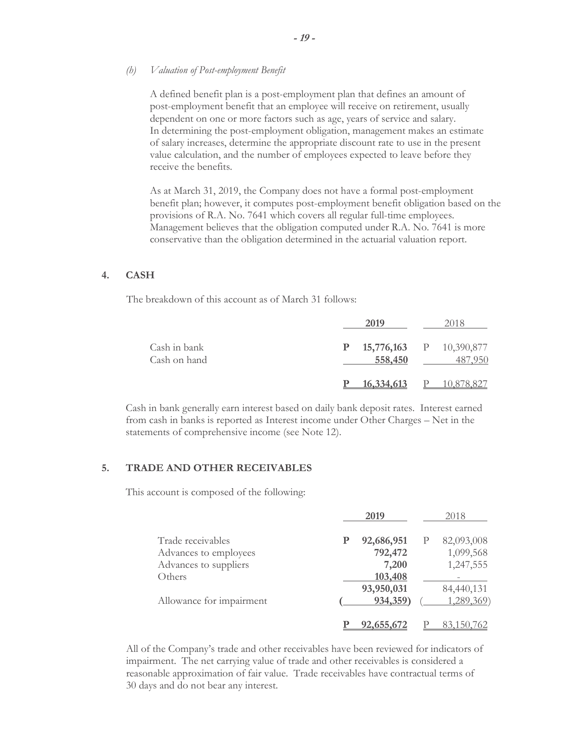*(b) Valuation of Post-employment Benefit*

A defined benefit plan is a post-employment plan that defines an amount of post-employment benefit that an employee will receive on retirement, usually dependent on one or more factors such as age, years of service and salary. In determining the post-employment obligation, management makes an estimate of salary increases, determine the appropriate discount rate to use in the present value calculation, and the number of employees expected to leave before they receive the benefits.

As at March 31, 2019, the Company does not have a formal post-employment benefit plan; however, it computes post-employment benefit obligation based on the provisions of R.A. No. 7641 which covers all regular full-time employees. Management believes that the obligation computed under R.A. No. 7641 is more conservative than the obligation determined in the actuarial valuation report.

## 4. CASH

The breakdown of this account as of March 31 follows:

| | **2019** | 2018 |
|---|---|---|
| Cash in bank | **P 15,776,163** | P 10,390,877 |
| Cash on hand | **558,450** | 487,950 |
| | **P 16,334,613** | P 10,878,827 |

Cash in bank generally earn interest based on daily bank deposit rates. Interest earned from cash in banks is reported as Interest income under Other Charges – Net in the statements of comprehensive income (see Note 12).

## 5. TRADE AND OTHER RECEIVABLES

This account is composed of the following:

| | **2019** | 2018 |
|---|---|---|
| Trade receivables | **P 92,686,951** | P 82,093,008 |
| Advances to employees | **792,472** | 1,099,568 |
| Advances to suppliers | **7,200** | 1,247,555 |
| Others | **103,408** | - |
| | **93,950,031** | 84,440,131 |
| Allowance for impairment | **( 934,359)** | ( 1,289,369) |
| | **P 92,655,672** | P 83,150,762 |

All of the Company's trade and other receivables have been reviewed for indicators of impairment. The net carrying value of trade and other receivables is considered a reasonable approximation of fair value. Trade receivables have contractual terms of 30 days and do not bear any interest.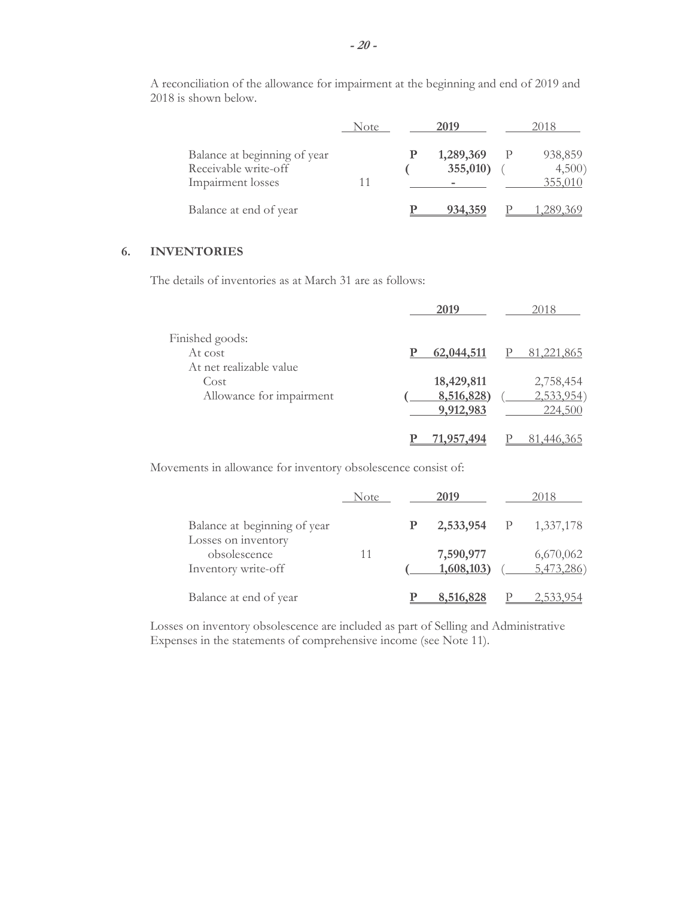A reconciliation of the allowance for impairment at the beginning and end of 2019 and 2018 is shown below.

| | Note | 2019 | 2018 |
|---|---|---|---|
| Balance at beginning of year | | P 1,289,369 | P 938,859 |
| Receivable write-off | | ( 355,010) | ( 4,500) |
| Impairment losses | 11 | - | 355,010 |
| Balance at end of year | | P 934,359 | P 1,289,369 |

## 6. INVENTORIES

The details of inventories as at March 31 are as follows:

| | 2019 | 2018 |
|---|---|---|
| Finished goods: | | |
| At cost | P 62,044,511 | P 81,221,865 |
| At net realizable value | | |
| Cost | 18,429,811 | 2,758,454 |
| Allowance for impairment | ( 8,516,828) | ( 2,533,954) |
| | 9,912,983 | 224,500 |
| | P 71,957,494 | P 81,446,365 |

Movements in allowance for inventory obsolescence consist of:

| | Note | 2019 | 2018 |
|---|---|---|---|
| Balance at beginning of year | | P 2,533,954 | P 1,337,178 |
| Losses on inventory obsolescence | 11 | 7,590,977 | 6,670,062 |
| Inventory write-off | | ( 1,608,103) | ( 5,473,286) |
| Balance at end of year | | P 8,516,828 | P 2,533,954 |

Losses on inventory obsolescence are included as part of Selling and Administrative Expenses in the statements of comprehensive income (see Note 11).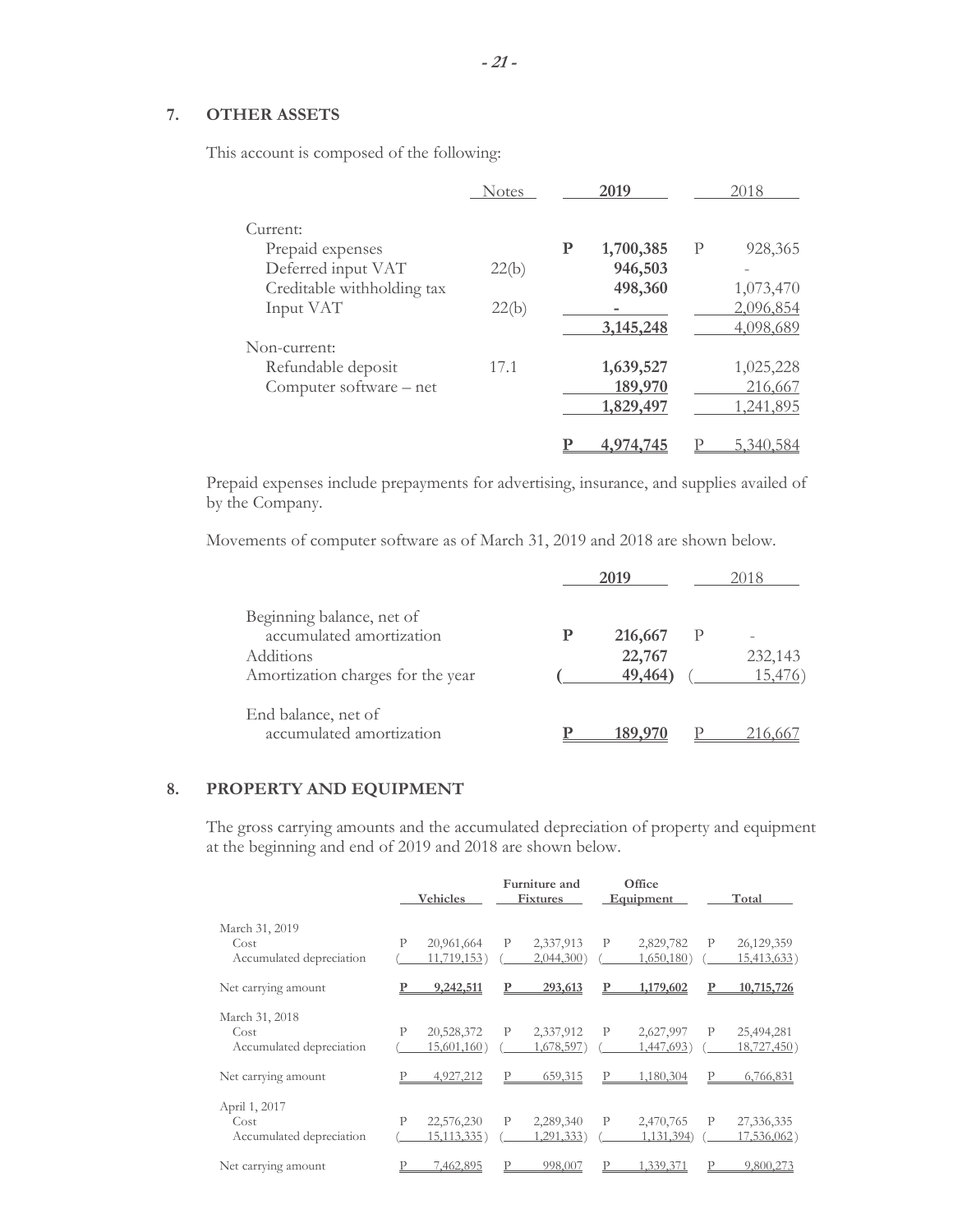## 7. OTHER ASSETS

This account is composed of the following:

| | Notes | 2019 | 2018 |
|---|---|---|---|
| Current: | | | |
| Prepaid expenses | | P 1,700,385 | P 928,365 |
| Deferred input VAT | 22(b) | 946,503 | - |
| Creditable withholding tax | | 498,360 | 1,073,470 |
| Input VAT | 22(b) | - | 2,096,854 |
| | | 3,145,248 | 4,098,689 |
| Non-current: | | | |
| Refundable deposit | 17.1 | 1,639,527 | 1,025,228 |
| Computer software – net | | 189,970 | 216,667 |
| | | 1,829,497 | 1,241,895 |
| | | P 4,974,745 | P 5,340,584 |

Prepaid expenses include prepayments for advertising, insurance, and supplies availed of by the Company.

Movements of computer software as of March 31, 2019 and 2018 are shown below.

| | 2019 | 2018 |
|---|---|---|
| Beginning balance, net of accumulated amortization | P 216,667 | P - |
| Additions | 22,767 | 232,143 |
| Amortization charges for the year | ( 49,464) | ( 15,476) |
| End balance, net of accumulated amortization | P 189,970 | P 216,667 |

## 8. PROPERTY AND EQUIPMENT

The gross carrying amounts and the accumulated depreciation of property and equipment at the beginning and end of 2019 and 2018 are shown below.

| | Vehicles | Furniture and Fixtures | Office Equipment | Total |
|---|---|---|---|---|
| March 31, 2019 | | | | |
| Cost | P 20,961,664 | P 2,337,913 | P 2,829,782 | P 26,129,359 |
| Accumulated depreciation | ( 11,719,153) | ( 2,044,300) | ( 1,650,180) | ( 15,413,633) |
| Net carrying amount | P 9,242,511 | P 293,613 | P 1,179,602 | P 10,715,726 |
| March 31, 2018 | | | | |
| Cost | P 20,528,372 | P 2,337,912 | P 2,627,997 | P 25,494,281 |
| Accumulated depreciation | ( 15,601,160) | ( 1,678,597) | ( 1,447,693) | ( 18,727,450) |
| Net carrying amount | P 4,927,212 | P 659,315 | P 1,180,304 | P 6,766,831 |
| April 1, 2017 | | | | |
| Cost | P 22,576,230 | P 2,289,340 | P 2,470,765 | P 27,336,335 |
| Accumulated depreciation | ( 15,113,335) | ( 1,291,333) | ( 1,131,394) | ( 17,536,062) |
| Net carrying amount | P 7,462,895 | P 998,007 | P 1,339,371 | P 9,800,273 |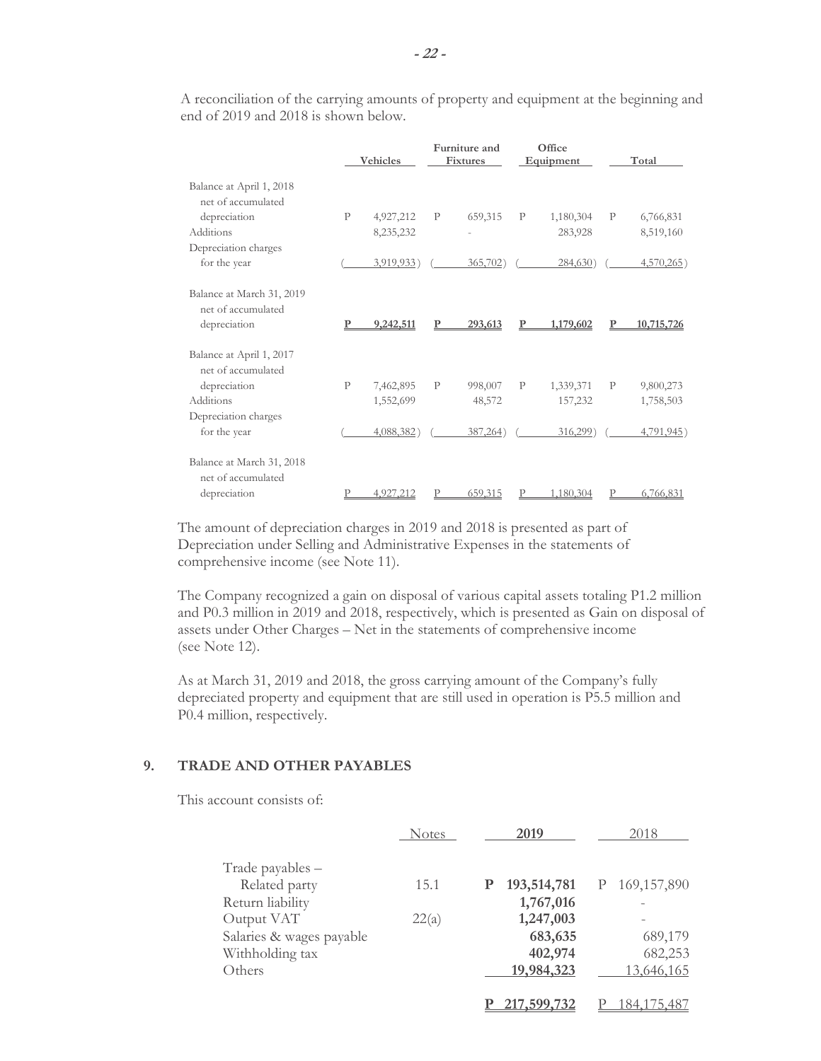A reconciliation of the carrying amounts of property and equipment at the beginning and end of 2019 and 2018 is shown below.

| | Vehicles | Furniture and Fixtures | Office Equipment | Total |
|---|---|---|---|---|
| Balance at April 1, 2018 net of accumulated depreciation | P 4,927,212 | P 659,315 | P 1,180,304 | P 6,766,831 |
| Additions | 8,235,232 | - | 283,928 | 8,519,160 |
| Depreciation charges for the year | ( 3,919,933) | ( 365,702) | ( 284,630) | ( 4,570,265) |
| Balance at March 31, 2019 net of accumulated depreciation | **P 9,242,511** | **P 293,613** | **P 1,179,602** | **P 10,715,726** |
| Balance at April 1, 2017 net of accumulated depreciation | P 7,462,895 | P 998,007 | P 1,339,371 | P 9,800,273 |
| Additions | 1,552,699 | 48,572 | 157,232 | 1,758,503 |
| Depreciation charges for the year | ( 4,088,382) | ( 387,264) | ( 316,299) | ( 4,791,945) |
| Balance at March 31, 2018 net of accumulated depreciation | P 4,927,212 | P 659,315 | P 1,180,304 | P 6,766,831 |

The amount of depreciation charges in 2019 and 2018 is presented as part of Depreciation under Selling and Administrative Expenses in the statements of comprehensive income (see Note 11).

The Company recognized a gain on disposal of various capital assets totaling P1.2 million and P0.3 million in 2019 and 2018, respectively, which is presented as Gain on disposal of assets under Other Charges – Net in the statements of comprehensive income (see Note 12).

As at March 31, 2019 and 2018, the gross carrying amount of the Company's fully depreciated property and equipment that are still used in operation is P5.5 million and P0.4 million, respectively.

## 9. TRADE AND OTHER PAYABLES

This account consists of:

| | Notes | 2019 | 2018 |
|---|---|---|---|
| Trade payables – Related party | 15.1 | **P 193,514,781** | P 169,157,890 |
| Return liability | | **1,767,016** | - |
| Output VAT | 22(a) | **1,247,003** | - |
| Salaries & wages payable | | **683,635** | 689,179 |
| Withholding tax | | **402,974** | 682,253 |
| Others | | **19,984,323** | 13,646,165 |
| | | **P 217,599,732** | P 184,175,487 |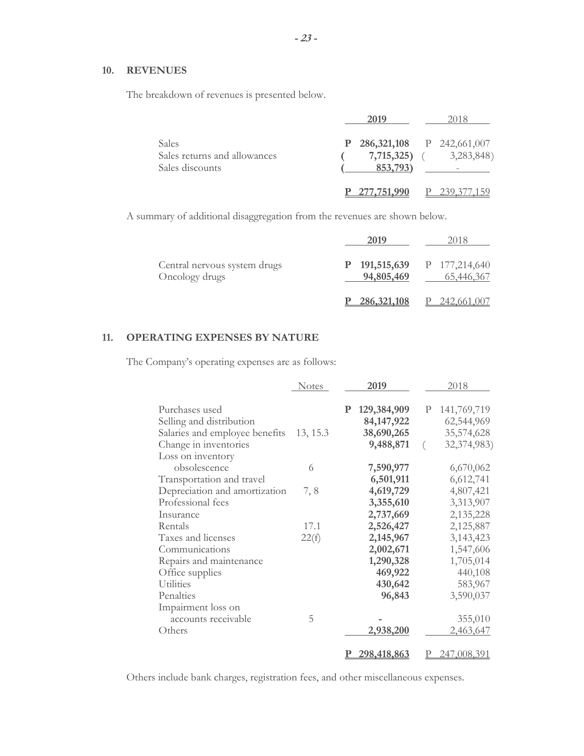## 10. REVENUES

The breakdown of revenues is presented below.

| | 2019 | 2018 |
|---|---|---|
| Sales | P 286,321,108 | P 242,661,007 |
| Sales returns and allowances | ( 7,715,325) | ( 3,283,848) |
| Sales discounts | ( 853,793) | - |
| | P 277,751,990 | P 239,377,159 |

A summary of additional disaggregation from the revenues are shown below.

| | 2019 | 2018 |
|---|---|---|
| Central nervous system drugs | P 191,515,639 | P 177,214,640 |
| Oncology drugs | 94,805,469 | 65,446,367 |
| | P 286,321,108 | P 242,661,007 |

## 11. OPERATING EXPENSES BY NATURE

The Company's operating expenses are as follows:

| | Notes | 2019 | 2018 |
|---|---|---|---|
| Purchases used | | P 129,384,909 | P 141,769,719 |
| Selling and distribution | | 84,147,922 | 62,544,969 |
| Salaries and employee benefits | 13, 15.3 | 38,690,265 | 35,574,628 |
| Change in inventories | | 9,488,871 | ( 32,374,983) |
| Loss on inventory obsolescence | 6 | 7,590,977 | 6,670,062 |
| Transportation and travel | | 6,501,911 | 6,612,741 |
| Depreciation and amortization | 7, 8 | 4,619,729 | 4,807,421 |
| Professional fees | | 3,355,610 | 3,313,907 |
| Insurance | | 2,737,669 | 2,135,228 |
| Rentals | 17.1 | 2,526,427 | 2,125,887 |
| Taxes and licenses | 22(f) | 2,145,967 | 3,143,423 |
| Communications | | 2,002,671 | 1,547,606 |
| Repairs and maintenance | | 1,290,328 | 1,705,014 |
| Office supplies | | 469,922 | 440,108 |
| Utilities | | 430,642 | 583,967 |
| Penalties | | 96,843 | 3,590,037 |
| Impairment loss on accounts receivable | 5 | - | 355,010 |
| Others | | 2,938,200 | 2,463,647 |
| | | P 298,418,863 | P 247,008,391 |

Others include bank charges, registration fees, and other miscellaneous expenses.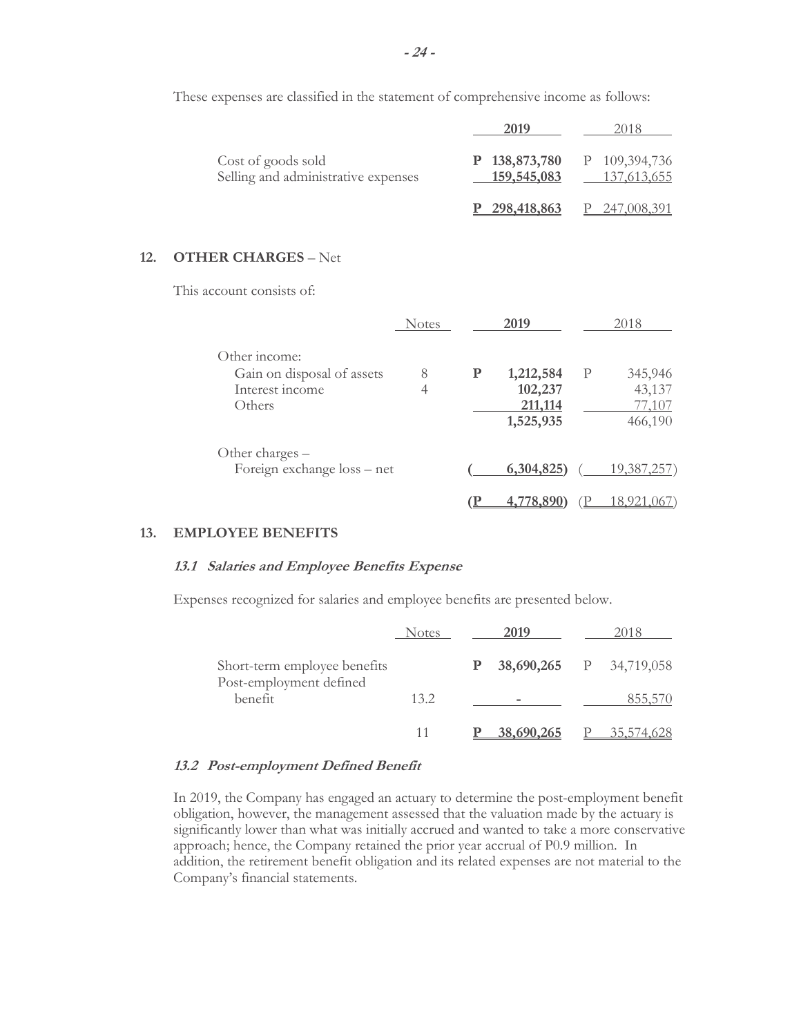These expenses are classified in the statement of comprehensive income as follows:

| | 2019 | 2018 |
|---|---|---|
| Cost of goods sold | **P 138,873,780** | P 109,394,736 |
| Selling and administrative expenses | **159,545,083** | 137,613,655 |
| | **P 298,418,863** | P 247,008,391 |

## 12. OTHER CHARGES – Net

This account consists of:

| | Notes | 2019 | 2018 |
|---|---|---|---|
| Other income: | | | |
| Gain on disposal of assets | 8 | **P 1,212,584** | P 345,946 |
| Interest income | 4 | **102,237** | 43,137 |
| Others | | **211,114** | 77,107 |
| | | **1,525,935** | 466,190 |
| Other charges – | | | |
| Foreign exchange loss – net | | **( 6,304,825)** | ( 19,387,257) |
| | | **(P 4,778,890)** | (P 18,921,067) |

## 13. EMPLOYEE BENEFITS

### *13.1 Salaries and Employee Benefits Expense*

Expenses recognized for salaries and employee benefits are presented below.

| | Notes | 2019 | 2018 |
|---|---|---|---|
| Short-term employee benefits | | **P 38,690,265** | P 34,719,058 |
| Post-employment defined benefit | 13.2 | **-** | 855,570 |
| | 11 | **P 38,690,265** | P 35,574,628 |

### *13.2 Post-employment Defined Benefit*

In 2019, the Company has engaged an actuary to determine the post-employment benefit obligation, however, the management assessed that the valuation made by the actuary is significantly lower than what was initially accrued and wanted to take a more conservative approach; hence, the Company retained the prior year accrual of P0.9 million. In addition, the retirement benefit obligation and its related expenses are not material to the Company's financial statements.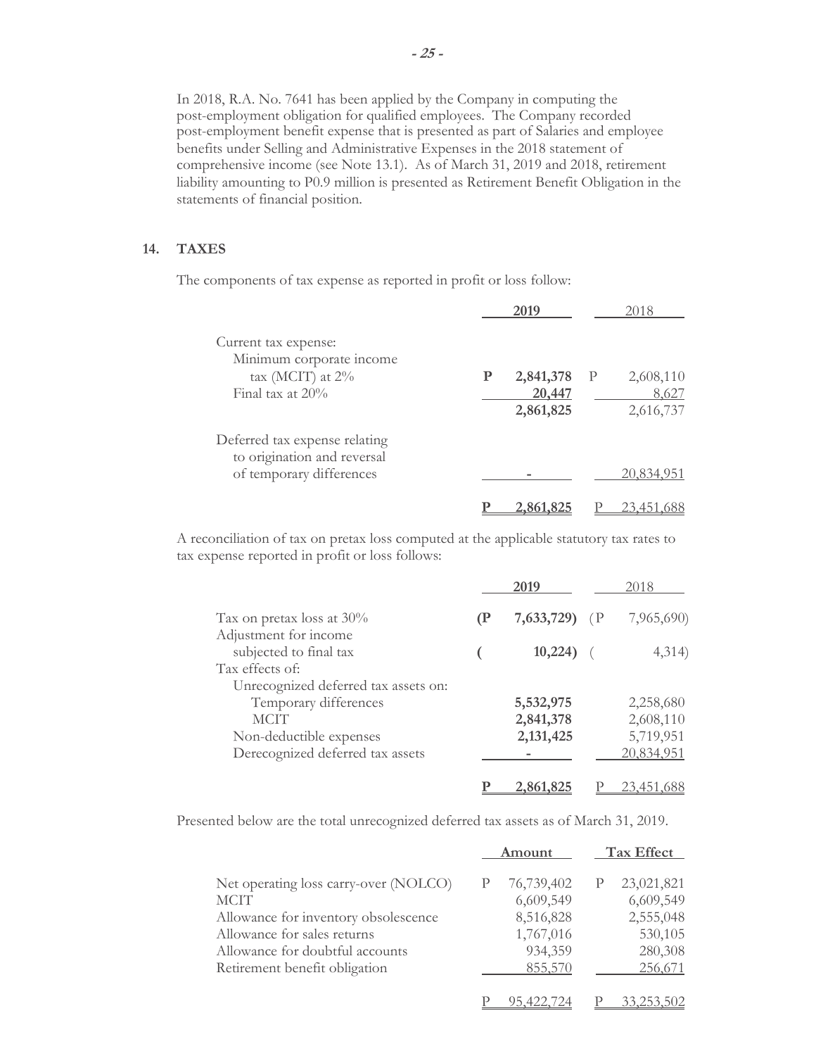In 2018, R.A. No. 7641 has been applied by the Company in computing the post-employment obligation for qualified employees. The Company recorded post-employment benefit expense that is presented as part of Salaries and employee benefits under Selling and Administrative Expenses in the 2018 statement of comprehensive income (see Note 13.1). As of March 31, 2019 and 2018, retirement liability amounting to P0.9 million is presented as Retirement Benefit Obligation in the statements of financial position.

## 14. TAXES

The components of tax expense as reported in profit or loss follow:

| | 2019 | 2018 |
|---|---|---|
| Current tax expense: | | |
| Minimum corporate income tax (MCIT) at 2% | **P 2,841,378** | P 2,608,110 |
| Final tax at 20% | **20,447** | 8,627 |
| | **2,861,825** | 2,616,737 |
| Deferred tax expense relating to origination and reversal of temporary differences | **-** | 20,834,951 |
| | **P 2,861,825** | P 23,451,688 |

A reconciliation of tax on pretax loss computed at the applicable statutory tax rates to tax expense reported in profit or loss follows:

| | 2019 | 2018 |
|---|---|---|
| Tax on pretax loss at 30% | **(P 7,633,729)** | (P 7,965,690) |
| Adjustment for income subjected to final tax | **( 10,224)** | ( 4,314) |
| Tax effects of: | | |
| Unrecognized deferred tax assets on: | | |
| Temporary differences | **5,532,975** | 2,258,680 |
| MCIT | **2,841,378** | 2,608,110 |
| Non-deductible expenses | **2,131,425** | 5,719,951 |
| Derecognized deferred tax assets | **-** | 20,834,951 |
| | **P 2,861,825** | P 23,451,688 |

Presented below are the total unrecognized deferred tax assets as of March 31, 2019.

| | Amount | Tax Effect |
|---|---|---|
| Net operating loss carry-over (NOLCO) | P 76,739,402 | P 23,021,821 |
| MCIT | 6,609,549 | 6,609,549 |
| Allowance for inventory obsolescence | 8,516,828 | 2,555,048 |
| Allowance for sales returns | 1,767,016 | 530,105 |
| Allowance for doubtful accounts | 934,359 | 280,308 |
| Retirement benefit obligation | 855,570 | 256,671 |
| | P 95,422,724 | P 33,253,502 |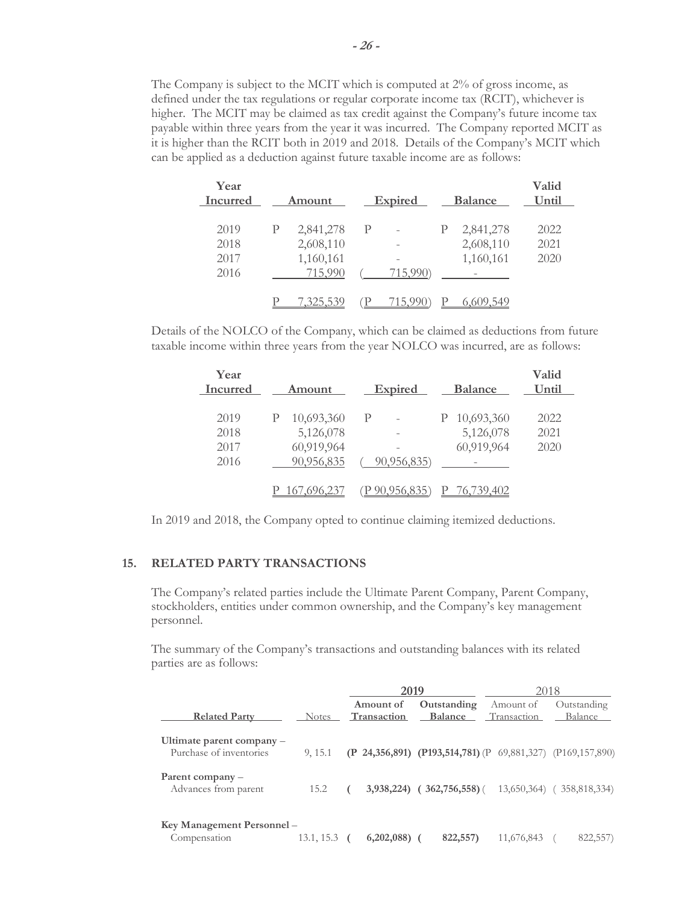The Company is subject to the MCIT which is computed at 2% of gross income, as defined under the tax regulations or regular corporate income tax (RCIT), whichever is higher. The MCIT may be claimed as tax credit against the Company's future income tax payable within three years from the year it was incurred. The Company reported MCIT as it is higher than the RCIT both in 2019 and 2018. Details of the Company's MCIT which can be applied as a deduction against future taxable income are as follows:

| Year Incurred | Amount | Expired | Balance | Valid Until |
|---|---|---|---|---|
| 2019 | P 2,841,278 | P - | P 2,841,278 | 2022 |
| 2018 | 2,608,110 | - | 2,608,110 | 2021 |
| 2017 | 1,160,161 | - | 1,160,161 | 2020 |
| 2016 | 715,990 | ( 715,990) | - | |
| | P 7,325,539 | (P 715,990) | P 6,609,549 | |

Details of the NOLCO of the Company, which can be claimed as deductions from future taxable income within three years from the year NOLCO was incurred, are as follows:

| Year Incurred | Amount | Expired | Balance | Valid Until |
|---|---|---|---|---|
| 2019 | P 10,693,360 | P - | P 10,693,360 | 2022 |
| 2018 | 5,126,078 | - | 5,126,078 | 2021 |
| 2017 | 60,919,964 | - | 60,919,964 | 2020 |
| 2016 | 90,956,835 | ( 90,956,835) | - | |
| | P 167,696,237 | (P 90,956,835) | P 76,739,402 | |

In 2019 and 2018, the Company opted to continue claiming itemized deductions.

## 15. RELATED PARTY TRANSACTIONS

The Company's related parties include the Ultimate Parent Company, Parent Company, stockholders, entities under common ownership, and the Company's key management personnel.

The summary of the Company's transactions and outstanding balances with its related parties are as follows:

| | | **2019** | | 2018 | |
|---|---|---|---|---|---|
| **Related Party** | Notes | **Amount of Transaction** | **Outstanding Balance** | Amount of Transaction | Outstanding Balance |
| **Ultimate parent company –** Purchase of inventories | 9, 15.1 | **(P 24,356,891)** | **(P193,514,781)** | (P 69,881,327) | (P169,157,890) |
| **Parent company –** Advances from parent | 15.2 | **( 3,938,224)** | **( 362,756,558)** | ( 13,650,364) | ( 358,818,334) |
| **Key Management Personnel –** Compensation | 13.1, 15.3 | **( 6,202,088)** | **( 822,557)** | 11,676,843 | ( 822,557) |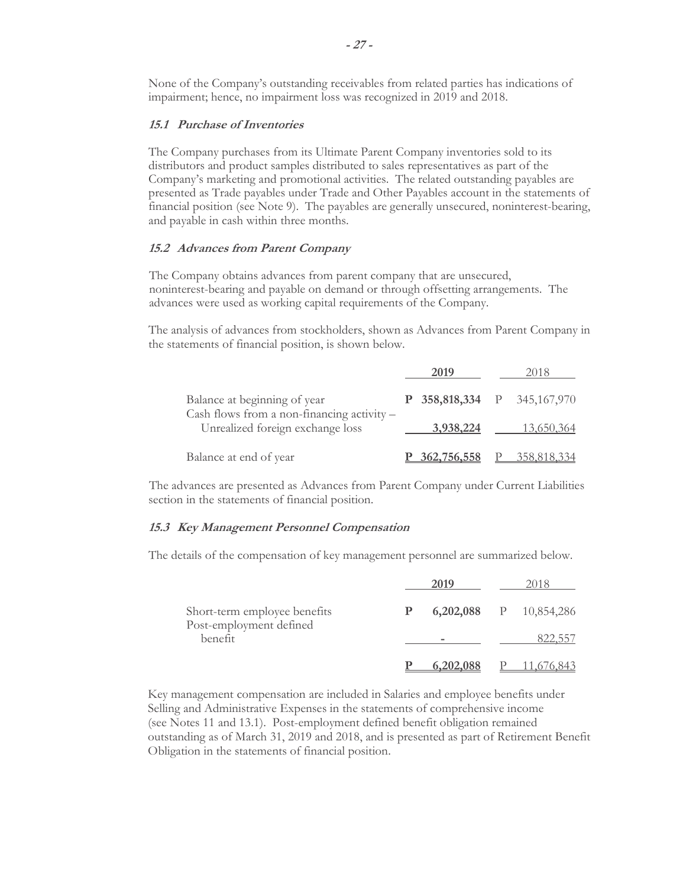None of the Company's outstanding receivables from related parties has indications of impairment; hence, no impairment loss was recognized in 2019 and 2018.

### *15.1 Purchase of Inventories*

The Company purchases from its Ultimate Parent Company inventories sold to its distributors and product samples distributed to sales representatives as part of the Company's marketing and promotional activities. The related outstanding payables are presented as Trade payables under Trade and Other Payables account in the statements of financial position (see Note 9). The payables are generally unsecured, noninterest-bearing, and payable in cash within three months.

### *15.2 Advances from Parent Company*

The Company obtains advances from parent company that are unsecured, noninterest-bearing and payable on demand or through offsetting arrangements. The advances were used as working capital requirements of the Company.

The analysis of advances from stockholders, shown as Advances from Parent Company in the statements of financial position, is shown below.

| | **2019** | 2018 |
|---|---|---|
| Balance at beginning of year | **P 358,818,334** | P 345,167,970 |
| Cash flows from a non-financing activity – Unrealized foreign exchange loss | **3,938,224** | 13,650,364 |
| Balance at end of year | **P 362,756,558** | P 358,818,334 |

The advances are presented as Advances from Parent Company under Current Liabilities section in the statements of financial position.

### *15.3 Key Management Personnel Compensation*

The details of the compensation of key management personnel are summarized below.

| | **2019** | 2018 |
|---|---|---|
| Short-term employee benefits | **P 6,202,088** | P 10,854,286 |
| Post-employment defined benefit | **-** | 822,557 |
| | **P 6,202,088** | P 11,676,843 |

Key management compensation are included in Salaries and employee benefits under Selling and Administrative Expenses in the statements of comprehensive income (see Notes 11 and 13.1). Post-employment defined benefit obligation remained outstanding as of March 31, 2019 and 2018, and is presented as part of Retirement Benefit Obligation in the statements of financial position.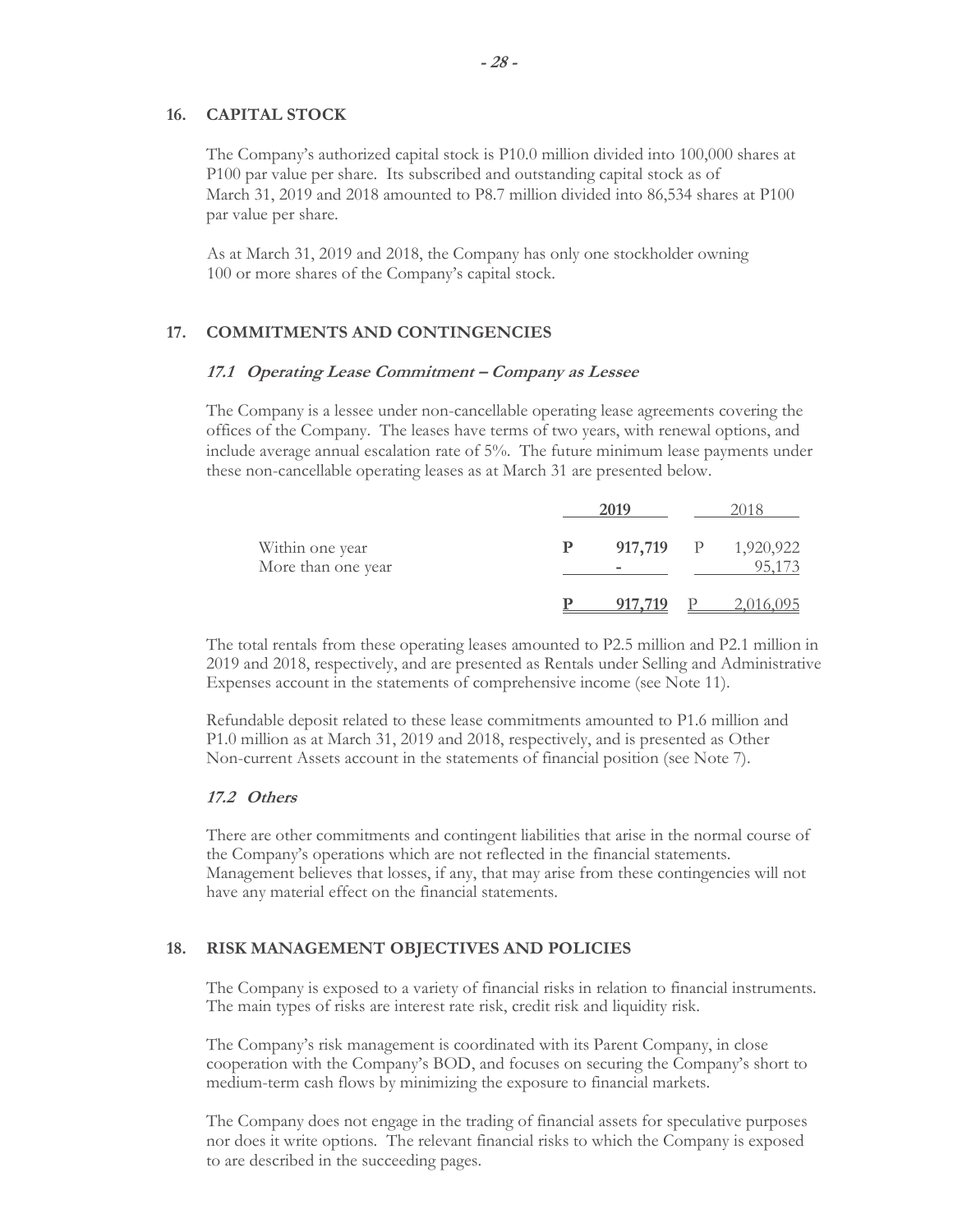## 16. CAPITAL STOCK

The Company's authorized capital stock is P10.0 million divided into 100,000 shares at P100 par value per share. Its subscribed and outstanding capital stock as of March 31, 2019 and 2018 amounted to P8.7 million divided into 86,534 shares at P100 par value per share.

As at March 31, 2019 and 2018, the Company has only one stockholder owning 100 or more shares of the Company's capital stock.

## 17. COMMITMENTS AND CONTINGENCIES

### *17.1 Operating Lease Commitment – Company as Lessee*

The Company is a lessee under non-cancellable operating lease agreements covering the offices of the Company. The leases have terms of two years, with renewal options, and include average annual escalation rate of 5%. The future minimum lease payments under these non-cancellable operating leases as at March 31 are presented below.

| | **2019** | 2018 |
|---|---|---|
| Within one year | **P 917,719** | P 1,920,922 |
| More than one year | **-** | 95,173 |
| | **P 917,719** | P 2,016,095 |

The total rentals from these operating leases amounted to P2.5 million and P2.1 million in 2019 and 2018, respectively, and are presented as Rentals under Selling and Administrative Expenses account in the statements of comprehensive income (see Note 11).

Refundable deposit related to these lease commitments amounted to P1.6 million and P1.0 million as at March 31, 2019 and 2018, respectively, and is presented as Other Non-current Assets account in the statements of financial position (see Note 7).

### *17.2 Others*

There are other commitments and contingent liabilities that arise in the normal course of the Company's operations which are not reflected in the financial statements. Management believes that losses, if any, that may arise from these contingencies will not have any material effect on the financial statements.

## 18. RISK MANAGEMENT OBJECTIVES AND POLICIES

The Company is exposed to a variety of financial risks in relation to financial instruments. The main types of risks are interest rate risk, credit risk and liquidity risk.

The Company's risk management is coordinated with its Parent Company, in close cooperation with the Company's BOD, and focuses on securing the Company's short to medium-term cash flows by minimizing the exposure to financial markets.

The Company does not engage in the trading of financial assets for speculative purposes nor does it write options. The relevant financial risks to which the Company is exposed to are described in the succeeding pages.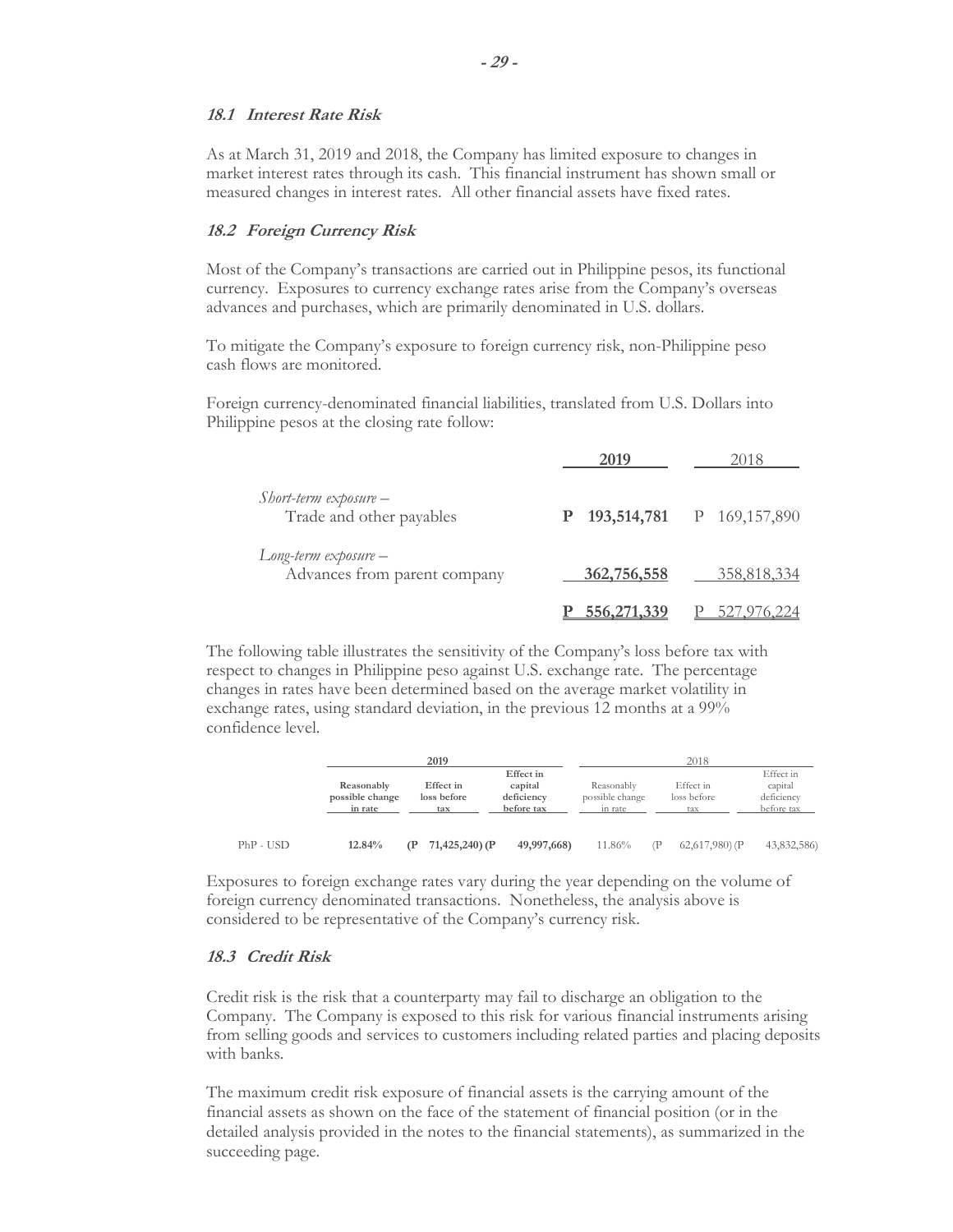### *18.1 Interest Rate Risk*

As at March 31, 2019 and 2018, the Company has limited exposure to changes in market interest rates through its cash. This financial instrument has shown small or measured changes in interest rates. All other financial assets have fixed rates.

### *18.2 Foreign Currency Risk*

Most of the Company's transactions are carried out in Philippine pesos, its functional currency. Exposures to currency exchange rates arise from the Company's overseas advances and purchases, which are primarily denominated in U.S. dollars.

To mitigate the Company's exposure to foreign currency risk, non-Philippine peso cash flows are monitored.

Foreign currency-denominated financial liabilities, translated from U.S. Dollars into Philippine pesos at the closing rate follow:

| | 2019 | 2018 |
|---|---|---|
| *Short-term exposure –* | | |
| Trade and other payables | **P 193,514,781** | P 169,157,890 |
| *Long-term exposure –* | | |
| Advances from parent company | **362,756,558** | 358,818,334 |
| | **P 556,271,339** | P 527,976,224 |

The following table illustrates the sensitivity of the Company's loss before tax with respect to changes in Philippine peso against U.S. exchange rate. The percentage changes in rates have been determined based on the average market volatility in exchange rates, using standard deviation, in the previous 12 months at a 99% confidence level.

| | **2019** | | | 2018 | | |
|---|---|---|---|---|---|---|
| | **Reasonably possible change in rate** | **Effect in loss before tax** | **Effect in capital deficiency before tax** | Reasonably possible change in rate | Effect in loss before tax | Effect in capital deficiency before tax |
| PhP - USD | **12.84%** | **(P 71,425,240)** | **(P 49,997,668)** | 11.86% | (P 62,617,980) | (P 43,832,586) |

Exposures to foreign exchange rates vary during the year depending on the volume of foreign currency denominated transactions. Nonetheless, the analysis above is considered to be representative of the Company's currency risk.

### *18.3 Credit Risk*

Credit risk is the risk that a counterparty may fail to discharge an obligation to the Company. The Company is exposed to this risk for various financial instruments arising from selling goods and services to customers including related parties and placing deposits with banks.

The maximum credit risk exposure of financial assets is the carrying amount of the financial assets as shown on the face of the statement of financial position (or in the detailed analysis provided in the notes to the financial statements), as summarized in the succeeding page.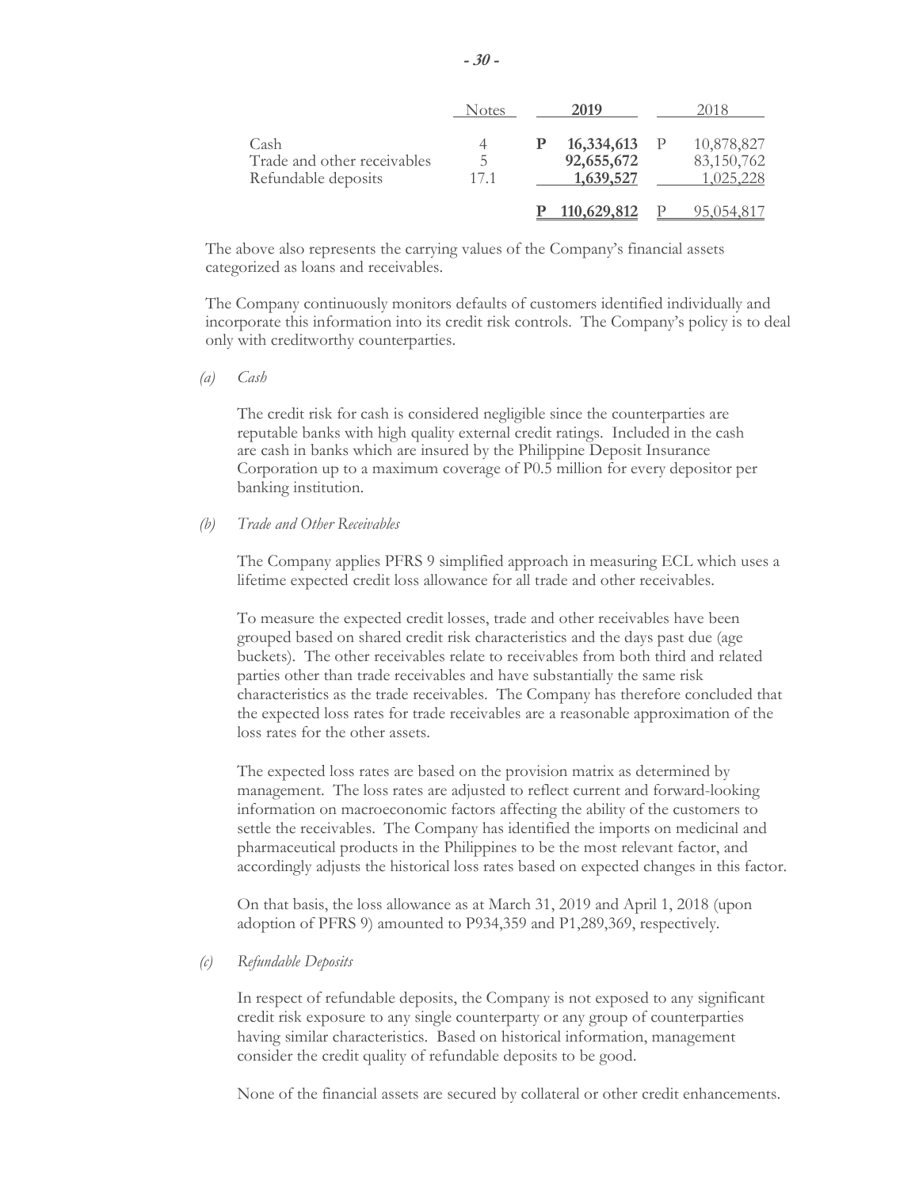| | Notes | 2019 | 2018 |
|---|---|---|---|
| Cash | 4 | **P 16,334,613** | P 10,878,827 |
| Trade and other receivables | 5 | **92,655,672** | 83,150,762 |
| Refundable deposits | 17.1 | **1,639,527** | 1,025,228 |
| | | **P 110,629,812** | P 95,054,817 |

The above also represents the carrying values of the Company's financial assets categorized as loans and receivables.

The Company continuously monitors defaults of customers identified individually and incorporate this information into its credit risk controls. The Company's policy is to deal only with creditworthy counterparties.

*(a) Cash*

The credit risk for cash is considered negligible since the counterparties are reputable banks with high quality external credit ratings. Included in the cash are cash in banks which are insured by the Philippine Deposit Insurance Corporation up to a maximum coverage of P0.5 million for every depositor per banking institution.

*(b) Trade and Other Receivables*

The Company applies PFRS 9 simplified approach in measuring ECL which uses a lifetime expected credit loss allowance for all trade and other receivables.

To measure the expected credit losses, trade and other receivables have been grouped based on shared credit risk characteristics and the days past due (age buckets). The other receivables relate to receivables from both third and related parties other than trade receivables and have substantially the same risk characteristics as the trade receivables. The Company has therefore concluded that the expected loss rates for trade receivables are a reasonable approximation of the loss rates for the other assets.

The expected loss rates are based on the provision matrix as determined by management. The loss rates are adjusted to reflect current and forward-looking information on macroeconomic factors affecting the ability of the customers to settle the receivables. The Company has identified the imports on medicinal and pharmaceutical products in the Philippines to be the most relevant factor, and accordingly adjusts the historical loss rates based on expected changes in this factor.

On that basis, the loss allowance as at March 31, 2019 and April 1, 2018 (upon adoption of PFRS 9) amounted to P934,359 and P1,289,369, respectively.

*(c) Refundable Deposits*

In respect of refundable deposits, the Company is not exposed to any significant credit risk exposure to any single counterparty or any group of counterparties having similar characteristics. Based on historical information, management consider the credit quality of refundable deposits to be good.

None of the financial assets are secured by collateral or other credit enhancements.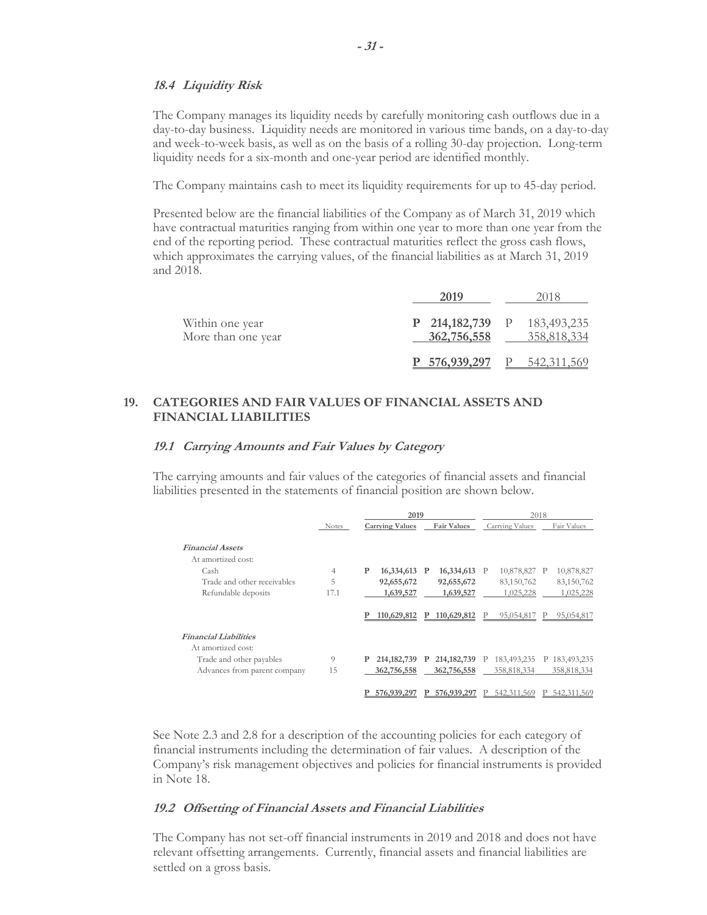### *18.4 Liquidity Risk*

The Company manages its liquidity needs by carefully monitoring cash outflows due in a day-to-day business. Liquidity needs are monitored in various time bands, on a day-to-day and week-to-week basis, as well as on the basis of a rolling 30-day projection. Long-term liquidity needs for a six-month and one-year period are identified monthly.

The Company maintains cash to meet its liquidity requirements for up to 45-day period.

Presented below are the financial liabilities of the Company as of March 31, 2019 which have contractual maturities ranging from within one year to more than one year from the end of the reporting period. These contractual maturities reflect the gross cash flows, which approximates the carrying values, of the financial liabilities as at March 31, 2019 and 2018.

| | 2019 | 2018 |
|---|---|---|
| Within one year | P 214,182,739 | P 183,493,235 |
| More than one year | 362,756,558 | 358,818,334 |
| | P 576,939,297 | P 542,311,569 |

## 19. CATEGORIES AND FAIR VALUES OF FINANCIAL ASSETS AND FINANCIAL LIABILITIES

### *19.1 Carrying Amounts and Fair Values by Category*

The carrying amounts and fair values of the categories of financial assets and financial liabilities presented in the statements of financial position are shown below.

| | Notes | 2019 Carrying Values | 2019 Fair Values | 2018 Carrying Values | 2018 Fair Values |
|---|---|---|---|---|---|
| ***Financial Assets*** | | | | | |
| At amortized cost: | | | | | |
| Cash | 4 | P 16,334,613 | P 16,334,613 | P 10,878,827 | P 10,878,827 |
| Trade and other receivables | 5 | 92,655,672 | 92,655,672 | 83,150,762 | 83,150,762 |
| Refundable deposits | 17.1 | 1,639,527 | 1,639,527 | 1,025,228 | 1,025,228 |
| | | P 110,629,812 | P 110,629,812 | P 95,054,817 | P 95,054,817 |
| ***Financial Liabilities*** | | | | | |
| At amortized cost: | | | | | |
| Trade and other payables | 9 | P 214,182,739 | P 214,182,739 | P 183,493,235 | P 183,493,235 |
| Advances from parent company | 15 | 362,756,558 | 362,756,558 | 358,818,334 | 358,818,334 |
| | | P 576,939,297 | P 576,939,297 | P 542,311,569 | P 542,311,569 |

See Note 2.3 and 2.8 for a description of the accounting policies for each category of financial instruments including the determination of fair values. A description of the Company's risk management objectives and policies for financial instruments is provided in Note 18.

### *19.2 Offsetting of Financial Assets and Financial Liabilities*

The Company has not set-off financial instruments in 2019 and 2018 and does not have relevant offsetting arrangements. Currently, financial assets and financial liabilities are settled on a gross basis.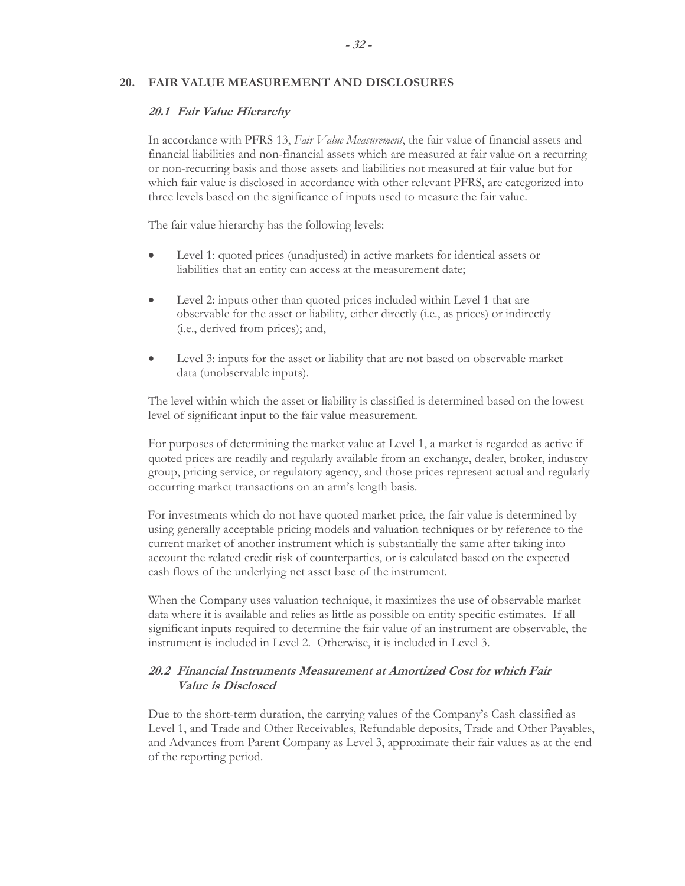## 20. FAIR VALUE MEASUREMENT AND DISCLOSURES

### *20.1 Fair Value Hierarchy*

In accordance with PFRS 13, *Fair Value Measurement*, the fair value of financial assets and financial liabilities and non-financial assets which are measured at fair value on a recurring or non-recurring basis and those assets and liabilities not measured at fair value but for which fair value is disclosed in accordance with other relevant PFRS, are categorized into three levels based on the significance of inputs used to measure the fair value.

The fair value hierarchy has the following levels:

- Level 1: quoted prices (unadjusted) in active markets for identical assets or liabilities that an entity can access at the measurement date;

- Level 2: inputs other than quoted prices included within Level 1 that are observable for the asset or liability, either directly (i.e., as prices) or indirectly (i.e., derived from prices); and,

- Level 3: inputs for the asset or liability that are not based on observable market data (unobservable inputs).

The level within which the asset or liability is classified is determined based on the lowest level of significant input to the fair value measurement.

For purposes of determining the market value at Level 1, a market is regarded as active if quoted prices are readily and regularly available from an exchange, dealer, broker, industry group, pricing service, or regulatory agency, and those prices represent actual and regularly occurring market transactions on an arm's length basis.

For investments which do not have quoted market price, the fair value is determined by using generally acceptable pricing models and valuation techniques or by reference to the current market of another instrument which is substantially the same after taking into account the related credit risk of counterparties, or is calculated based on the expected cash flows of the underlying net asset base of the instrument.

When the Company uses valuation technique, it maximizes the use of observable market data where it is available and relies as little as possible on entity specific estimates. If all significant inputs required to determine the fair value of an instrument are observable, the instrument is included in Level 2. Otherwise, it is included in Level 3.

### *20.2 Financial Instruments Measurement at Amortized Cost for which Fair Value is Disclosed*

Due to the short-term duration, the carrying values of the Company's Cash classified as Level 1, and Trade and Other Receivables, Refundable deposits, Trade and Other Payables, and Advances from Parent Company as Level 3, approximate their fair values as at the end of the reporting period.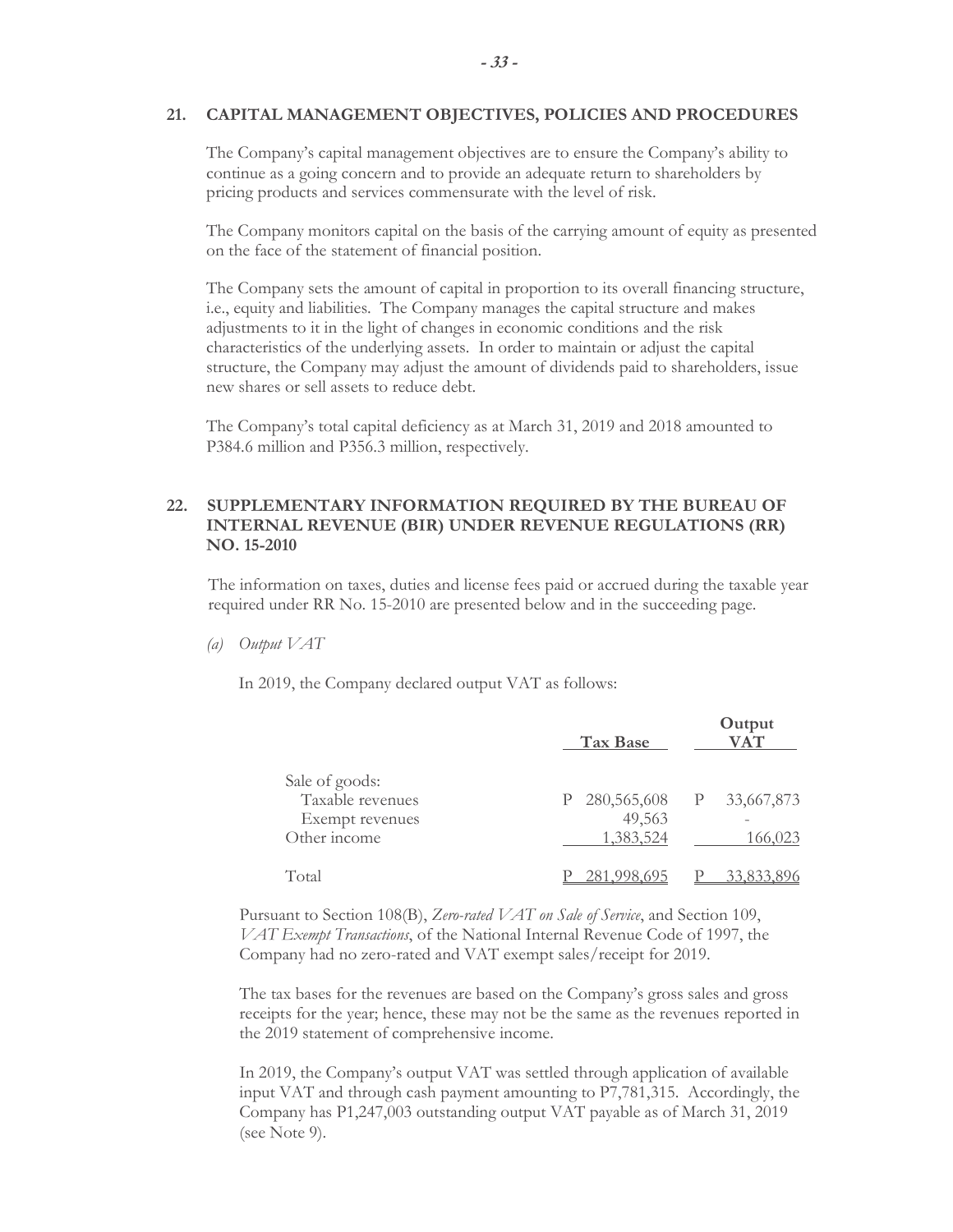## 21. CAPITAL MANAGEMENT OBJECTIVES, POLICIES AND PROCEDURES

The Company's capital management objectives are to ensure the Company's ability to continue as a going concern and to provide an adequate return to shareholders by pricing products and services commensurate with the level of risk.

The Company monitors capital on the basis of the carrying amount of equity as presented on the face of the statement of financial position.

The Company sets the amount of capital in proportion to its overall financing structure, i.e., equity and liabilities. The Company manages the capital structure and makes adjustments to it in the light of changes in economic conditions and the risk characteristics of the underlying assets. In order to maintain or adjust the capital structure, the Company may adjust the amount of dividends paid to shareholders, issue new shares or sell assets to reduce debt.

The Company's total capital deficiency as at March 31, 2019 and 2018 amounted to P384.6 million and P356.3 million, respectively.

## 22. SUPPLEMENTARY INFORMATION REQUIRED BY THE BUREAU OF INTERNAL REVENUE (BIR) UNDER REVENUE REGULATIONS (RR) NO. 15-2010

The information on taxes, duties and license fees paid or accrued during the taxable year required under RR No. 15-2010 are presented below and in the succeeding page.

*(a) Output VAT*

In 2019, the Company declared output VAT as follows:

| | Tax Base | Output VAT |
|---|---|---|
| Sale of goods: | | |
| Taxable revenues | P 280,565,608 | P 33,667,873 |
| Exempt revenues | 49,563 | - |
| Other income | 1,383,524 | 166,023 |
| Total | P 281,998,695 | P 33,833,896 |

Pursuant to Section 108(B), *Zero-rated VAT on Sale of Service*, and Section 109, *VAT Exempt Transactions*, of the National Internal Revenue Code of 1997, the Company had no zero-rated and VAT exempt sales/receipt for 2019.

The tax bases for the revenues are based on the Company's gross sales and gross receipts for the year; hence, these may not be the same as the revenues reported in the 2019 statement of comprehensive income.

In 2019, the Company's output VAT was settled through application of available input VAT and through cash payment amounting to P7,781,315. Accordingly, the Company has P1,247,003 outstanding output VAT payable as of March 31, 2019 (see Note 9).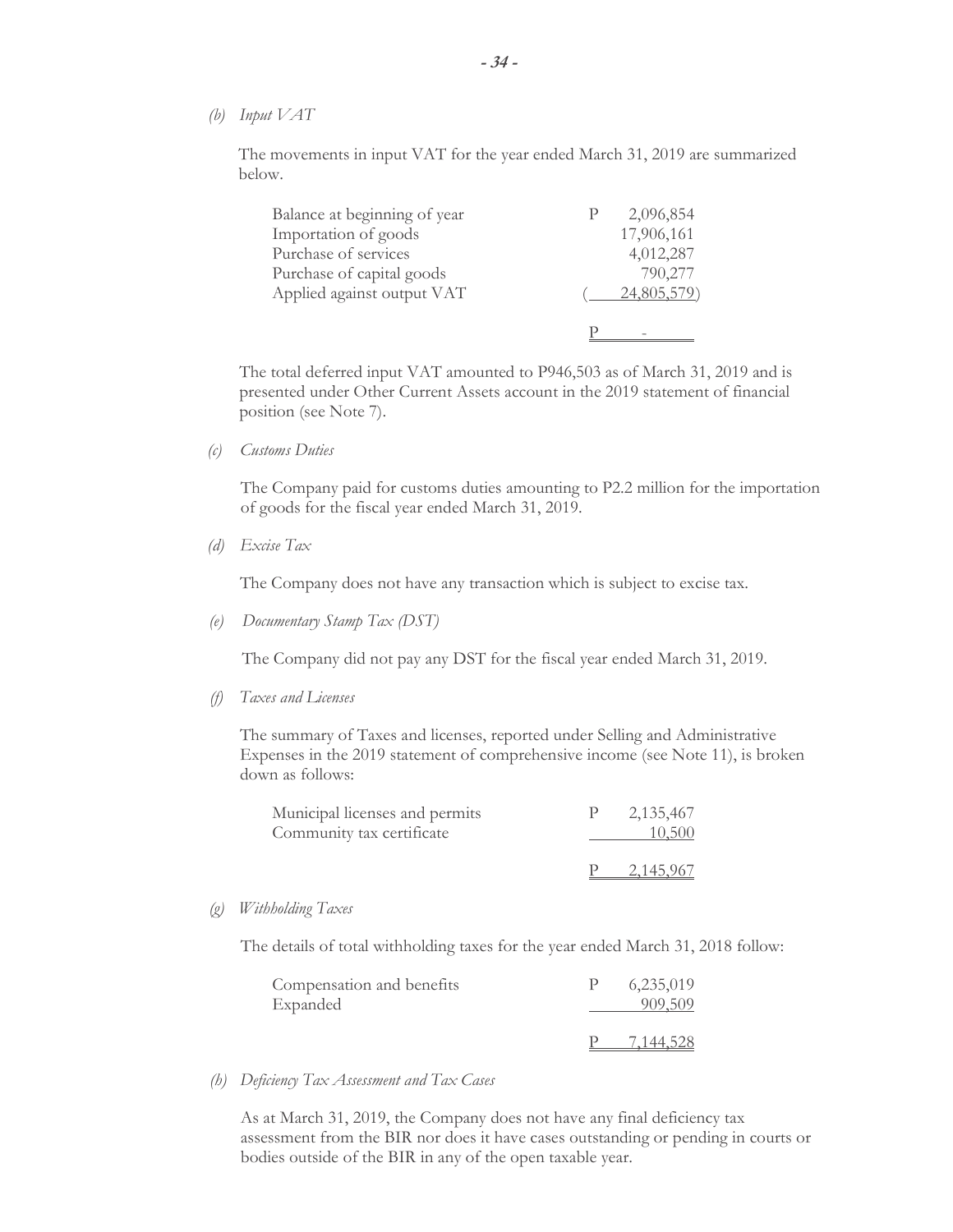*(b) Input VAT*

The movements in input VAT for the year ended March 31, 2019 are summarized below.

| | | |
|---|---|---|
| Balance at beginning of year | P | 2,096,854 |
| Importation of goods | | 17,906,161 |
| Purchase of services | | 4,012,287 |
| Purchase of capital goods | | 790,277 |
| Applied against output VAT | ( | 24,805,579) |
| | P | - |

The total deferred input VAT amounted to P946,503 as of March 31, 2019 and is presented under Other Current Assets account in the 2019 statement of financial position (see Note 7).

*(c) Customs Duties*

The Company paid for customs duties amounting to P2.2 million for the importation of goods for the fiscal year ended March 31, 2019.

*(d) Excise Tax*

The Company does not have any transaction which is subject to excise tax.

*(e) Documentary Stamp Tax (DST)*

The Company did not pay any DST for the fiscal year ended March 31, 2019.

*(f) Taxes and Licenses*

The summary of Taxes and licenses, reported under Selling and Administrative Expenses in the 2019 statement of comprehensive income (see Note 11), is broken down as follows:

| | | |
|---|---|---|
| Municipal licenses and permits | P | 2,135,467 |
| Community tax certificate | | 10,500 |
| | P | 2,145,967 |

*(g) Withholding Taxes*

The details of total withholding taxes for the year ended March 31, 2018 follow:

| | | |
|---|---|---|
| Compensation and benefits | P | 6,235,019 |
| Expanded | | 909,509 |
| | P | 7,144,528 |

*(h) Deficiency Tax Assessment and Tax Cases*

As at March 31, 2019, the Company does not have any final deficiency tax assessment from the BIR nor does it have cases outstanding or pending in courts or bodies outside of the BIR in any of the open taxable year.